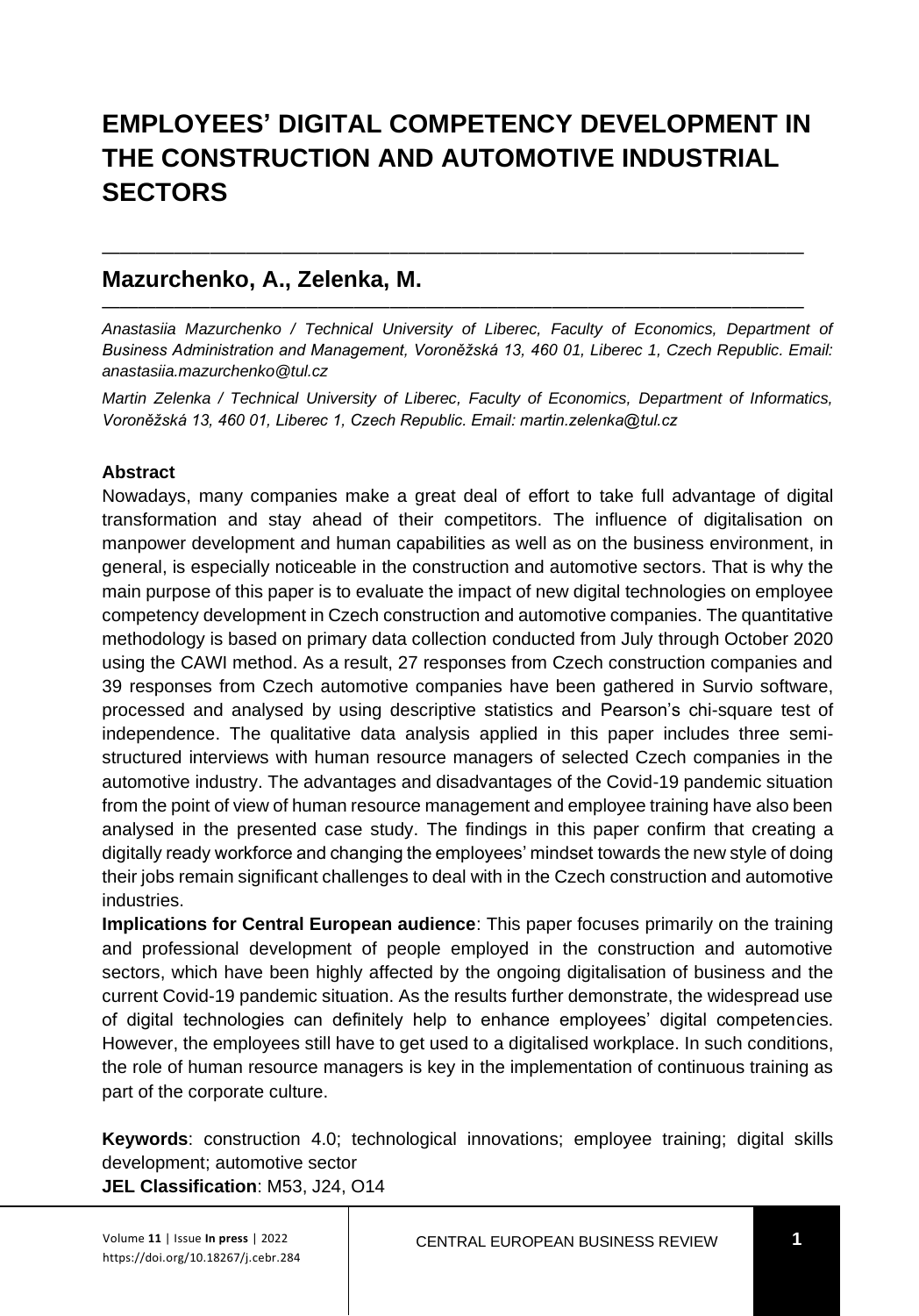# EMPLOYEES' DIGITAL COMPETENCY DEVELOPMENT IN THE CONSTRUCTION AND AUTOMOTIVE INDUSTRIAL SECTORS

## Mazurchenko, A., Zelenka, M.

*Anastasiia Mazurchenko / Technical University of Liberec, Faculty of Economics, Department of Business Administration and Management, Voroněžská 13, 460 01, Liberec 1, Czech Republic. Email: anastasiia.mazurchenko@tul.cz*

*Martin Zelenka / Technical University of Liberec, Faculty of Economics, Department of Informatics, Voroněžská 13, 460 01, Liberec 1, Czech Republic. Email: martin.zelenka@tul.cz*

**Abstract**

Nowadays, many companies make a great deal of effort to take full advantage of digital transformation and stay ahead of their competitors. The influence of digitalisation on manpower development and human capabilities as well as on the business environment, in general, is especially noticeable in the construction and automotive sectors. That is why the main purpose of this paper is to evaluate the impact of new digital technologies on employee competency development in Czech construction and automotive companies. The quantitative methodology is based on primary data collection conducted from July through October 2020 using the CAWI method. As a result, 27 responses from Czech construction companies and 39 responses from Czech automotive companies have been gathered in Survio software, processed and analysed by using descriptive statistics and Pearson's chi-square test of independence. The qualitative data analysis applied in this paper includes three semi-structured interviews with human resource managers of selected Czech companies in the automotive industry. The advantages and disadvantages of the Covid-19 pandemic situation from the point of view of human resource management and employee training have also been analysed in the presented case study. The findings in this paper confirm that creating a digitally ready workforce and changing the employees' mindset towards the new style of doing their jobs remain significant challenges to deal with in the Czech construction and automotive industries.

**Implications for Central European audience**: This paper focuses primarily on the training and professional development of people employed in the construction and automotive sectors, which have been highly affected by the ongoing digitalisation of business and the current Covid-19 pandemic situation. As the results further demonstrate, the widespread use of digital technologies can definitely help to enhance employees' digital competencies. However, the employees still have to get used to a digitalised workplace. In such conditions, the role of human resource managers is key in the implementation of continuous training as part of the corporate culture.

**Keywords**: construction 4.0; technological innovations; employee training; digital skills development; automotive sector

**JEL Classification**: M53, J24, O14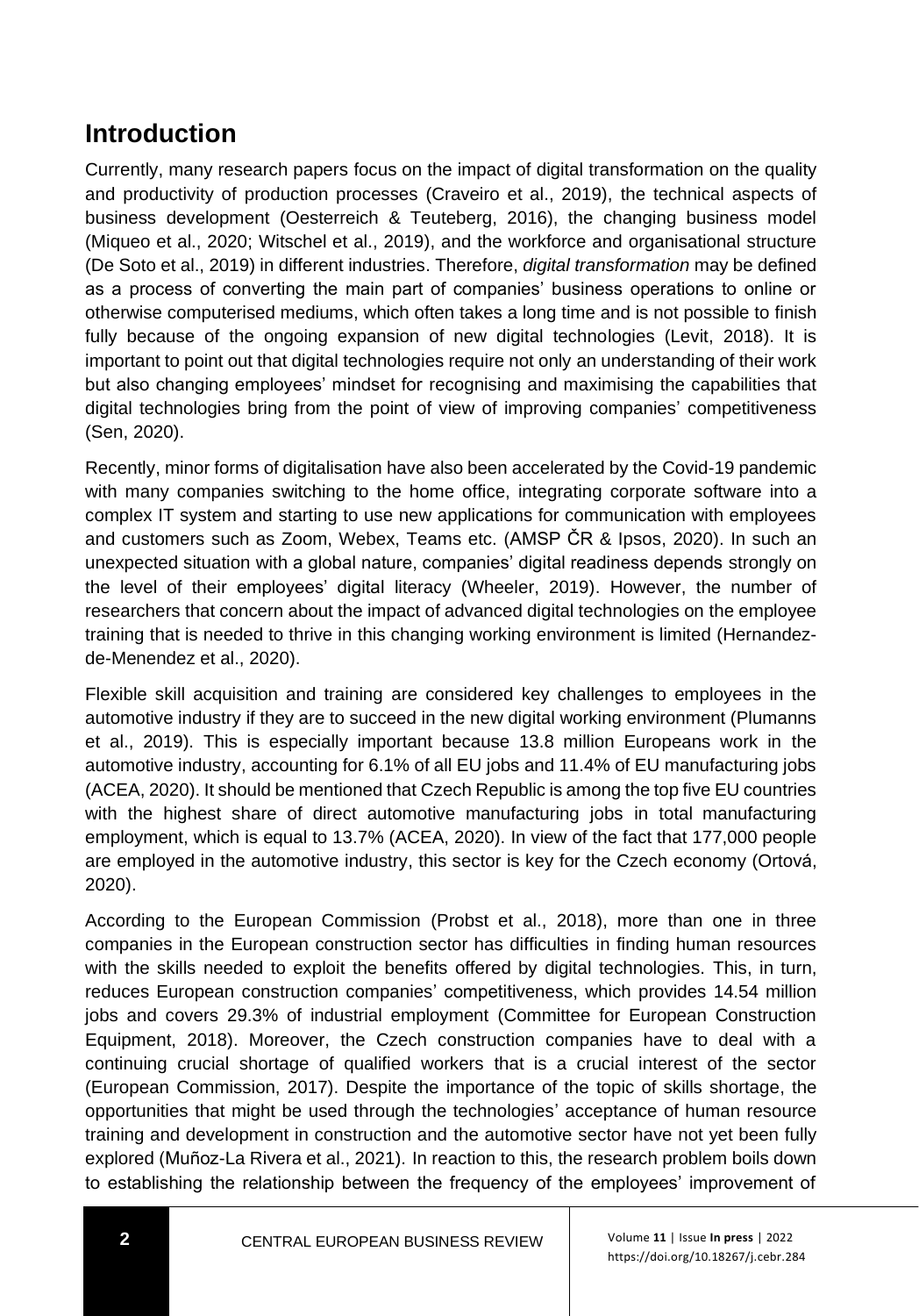## Introduction

Currently, many research papers focus on the impact of digital transformation on the quality and productivity of production processes (Craveiro et al., 2019), the technical aspects of business development (Oesterreich & Teuteberg, 2016), the changing business model (Miqueo et al., 2020; Witschel et al., 2019), and the workforce and organisational structure (De Soto et al., 2019) in different industries. Therefore, *digital transformation* may be defined as a process of converting the main part of companies' business operations to online or otherwise computerised mediums, which often takes a long time and is not possible to finish fully because of the ongoing expansion of new digital technologies (Levit, 2018). It is important to point out that digital technologies require not only an understanding of their work but also changing employees' mindset for recognising and maximising the capabilities that digital technologies bring from the point of view of improving companies' competitiveness (Sen, 2020).

Recently, minor forms of digitalisation have also been accelerated by the Covid-19 pandemic with many companies switching to the home office, integrating corporate software into a complex IT system and starting to use new applications for communication with employees and customers such as Zoom, Webex, Teams etc. (AMSP ČR & Ipsos, 2020). In such an unexpected situation with a global nature, companies' digital readiness depends strongly on the level of their employees' digital literacy (Wheeler, 2019). However, the number of researchers that concern about the impact of advanced digital technologies on the employee training that is needed to thrive in this changing working environment is limited (Hernandez-de-Menendez et al., 2020).

Flexible skill acquisition and training are considered key challenges to employees in the automotive industry if they are to succeed in the new digital working environment (Plumanns et al., 2019). This is especially important because 13.8 million Europeans work in the automotive industry, accounting for 6.1% of all EU jobs and 11.4% of EU manufacturing jobs (ACEA, 2020). It should be mentioned that Czech Republic is among the top five EU countries with the highest share of direct automotive manufacturing jobs in total manufacturing employment, which is equal to 13.7% (ACEA, 2020). In view of the fact that 177,000 people are employed in the automotive industry, this sector is key for the Czech economy (Ortová, 2020).

According to the European Commission (Probst et al., 2018), more than one in three companies in the European construction sector has difficulties in finding human resources with the skills needed to exploit the benefits offered by digital technologies. This, in turn, reduces European construction companies' competitiveness, which provides 14.54 million jobs and covers 29.3% of industrial employment (Committee for European Construction Equipment, 2018). Moreover, the Czech construction companies have to deal with a continuing crucial shortage of qualified workers that is a crucial interest of the sector (European Commission, 2017). Despite the importance of the topic of skills shortage, the opportunities that might be used through the technologies' acceptance of human resource training and development in construction and the automotive sector have not yet been fully explored (Muñoz-La Rivera et al., 2021). In reaction to this, the research problem boils down to establishing the relationship between the frequency of the employees' improvement of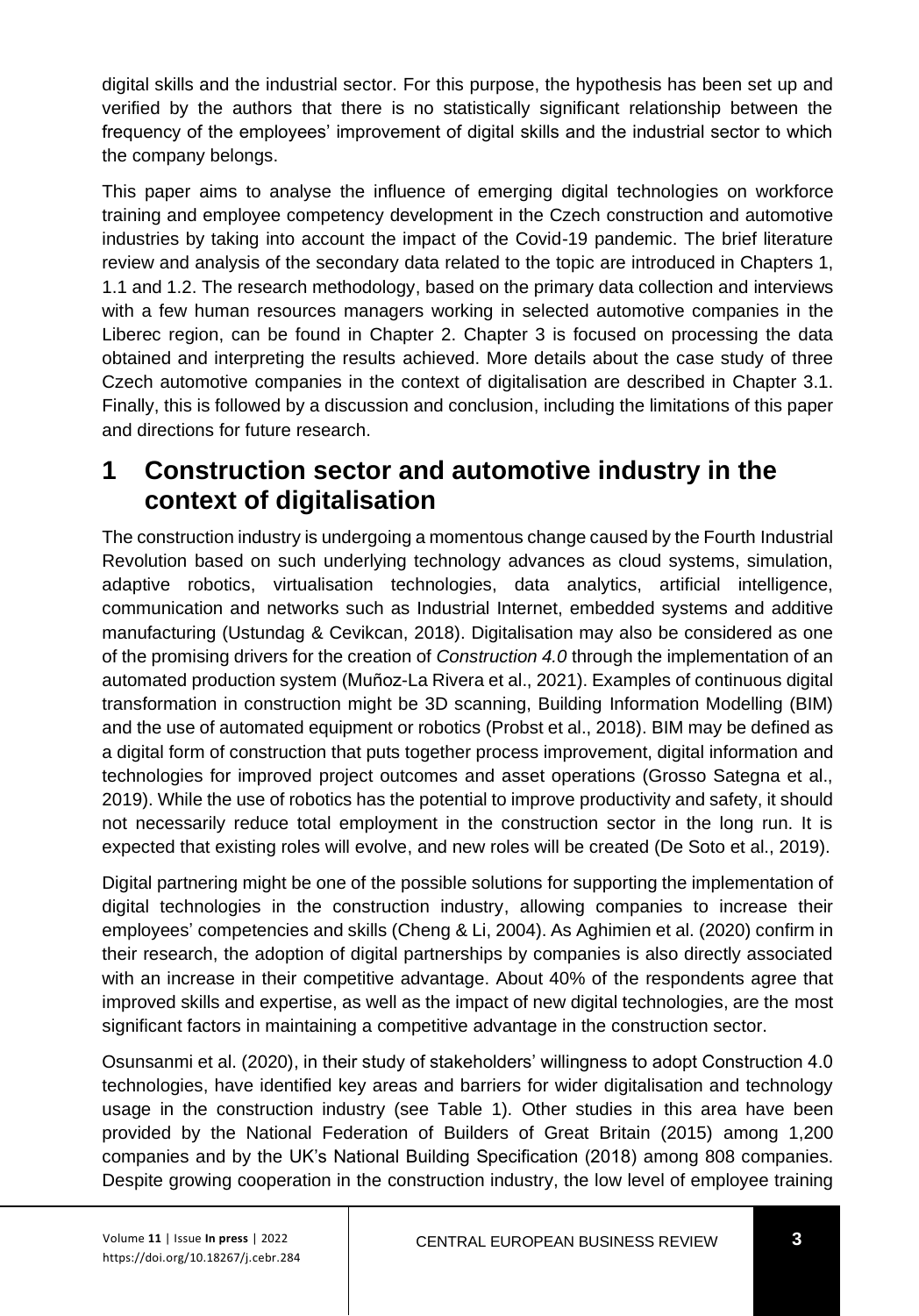digital skills and the industrial sector. For this purpose, the hypothesis has been set up and verified by the authors that there is no statistically significant relationship between the frequency of the employees' improvement of digital skills and the industrial sector to which the company belongs.

This paper aims to analyse the influence of emerging digital technologies on workforce training and employee competency development in the Czech construction and automotive industries by taking into account the impact of the Covid-19 pandemic. The brief literature review and analysis of the secondary data related to the topic are introduced in Chapters 1, 1.1 and 1.2. The research methodology, based on the primary data collection and interviews with a few human resources managers working in selected automotive companies in the Liberec region, can be found in Chapter 2. Chapter 3 is focused on processing the data obtained and interpreting the results achieved. More details about the case study of three Czech automotive companies in the context of digitalisation are described in Chapter 3.1. Finally, this is followed by a discussion and conclusion, including the limitations of this paper and directions for future research.

# 1 Construction sector and automotive industry in the context of digitalisation

The construction industry is undergoing a momentous change caused by the Fourth Industrial Revolution based on such underlying technology advances as cloud systems, simulation, adaptive robotics, virtualisation technologies, data analytics, artificial intelligence, communication and networks such as Industrial Internet, embedded systems and additive manufacturing (Ustundag & Cevikcan, 2018). Digitalisation may also be considered as one of the promising drivers for the creation of *Construction 4.0* through the implementation of an automated production system (Muñoz-La Rivera et al., 2021). Examples of continuous digital transformation in construction might be 3D scanning, Building Information Modelling (BIM) and the use of automated equipment or robotics (Probst et al., 2018). BIM may be defined as a digital form of construction that puts together process improvement, digital information and technologies for improved project outcomes and asset operations (Grosso Sategna et al., 2019). While the use of robotics has the potential to improve productivity and safety, it should not necessarily reduce total employment in the construction sector in the long run. It is expected that existing roles will evolve, and new roles will be created (De Soto et al., 2019).

Digital partnering might be one of the possible solutions for supporting the implementation of digital technologies in the construction industry, allowing companies to increase their employees' competencies and skills (Cheng & Li, 2004). As Aghimien et al. (2020) confirm in their research, the adoption of digital partnerships by companies is also directly associated with an increase in their competitive advantage. About 40% of the respondents agree that improved skills and expertise, as well as the impact of new digital technologies, are the most significant factors in maintaining a competitive advantage in the construction sector.

Osunsanmi et al. (2020), in their study of stakeholders' willingness to adopt Construction 4.0 technologies, have identified key areas and barriers for wider digitalisation and technology usage in the construction industry (see Table 1). Other studies in this area have been provided by the National Federation of Builders of Great Britain (2015) among 1,200 companies and by the UK's National Building Specification (2018) among 808 companies. Despite growing cooperation in the construction industry, the low level of employee training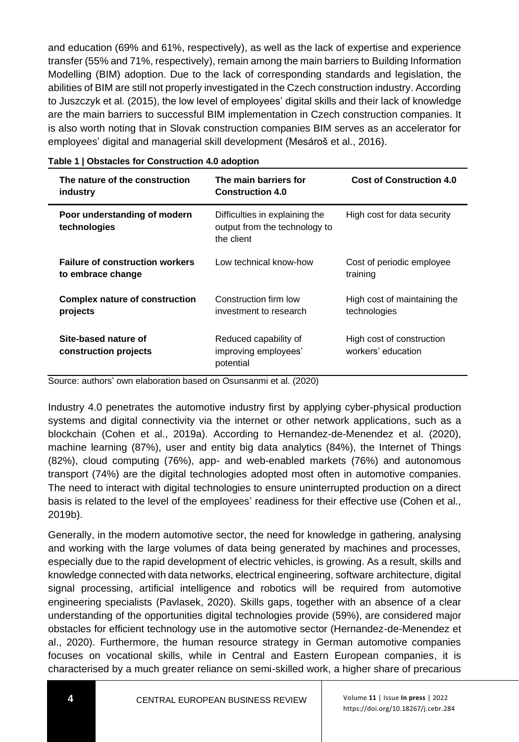and education (69% and 61%, respectively), as well as the lack of expertise and experience transfer (55% and 71%, respectively), remain among the main barriers to Building Information Modelling (BIM) adoption. Due to the lack of corresponding standards and legislation, the abilities of BIM are still not properly investigated in the Czech construction industry. According to Juszczyk et al. (2015), the low level of employees' digital skills and their lack of knowledge are the main barriers to successful BIM implementation in Czech construction companies. It is also worth noting that in Slovak construction companies BIM serves as an accelerator for employees' digital and managerial skill development (Mesároš et al., 2016).

**Table 1 | Obstacles for Construction 4.0 adoption**

| The nature of the construction industry | The main barriers for Construction 4.0 | Cost of Construction 4.0 |
|---|---|---|
| **Poor understanding of modern technologies** | Difficulties in explaining the output from the technology to the client | High cost for data security |
| **Failure of construction workers to embrace change** | Low technical know-how | Cost of periodic employee training |
| **Complex nature of construction projects** | Construction firm low investment to research | High cost of maintaining the technologies |
| **Site-based nature of construction projects** | Reduced capability of improving employees' potential | High cost of construction workers' education |

Source: authors' own elaboration based on Osunsanmi et al. (2020)

Industry 4.0 penetrates the automotive industry first by applying cyber-physical production systems and digital connectivity via the internet or other network applications, such as a blockchain (Cohen et al., 2019a). According to Hernandez-de-Menendez et al. (2020), machine learning (87%), user and entity big data analytics (84%), the Internet of Things (82%), cloud computing (76%), app- and web-enabled markets (76%) and autonomous transport (74%) are the digital technologies adopted most often in automotive companies. The need to interact with digital technologies to ensure uninterrupted production on a direct basis is related to the level of the employees' readiness for their effective use (Cohen et al., 2019b).

Generally, in the modern automotive sector, the need for knowledge in gathering, analysing and working with the large volumes of data being generated by machines and processes, especially due to the rapid development of electric vehicles, is growing. As a result, skills and knowledge connected with data networks, electrical engineering, software architecture, digital signal processing, artificial intelligence and robotics will be required from automotive engineering specialists (Pavlasek, 2020). Skills gaps, together with an absence of a clear understanding of the opportunities digital technologies provide (59%), are considered major obstacles for efficient technology use in the automotive sector (Hernandez-de-Menendez et al., 2020). Furthermore, the human resource strategy in German automotive companies focuses on vocational skills, while in Central and Eastern European companies, it is characterised by a much greater reliance on semi-skilled work, a higher share of precarious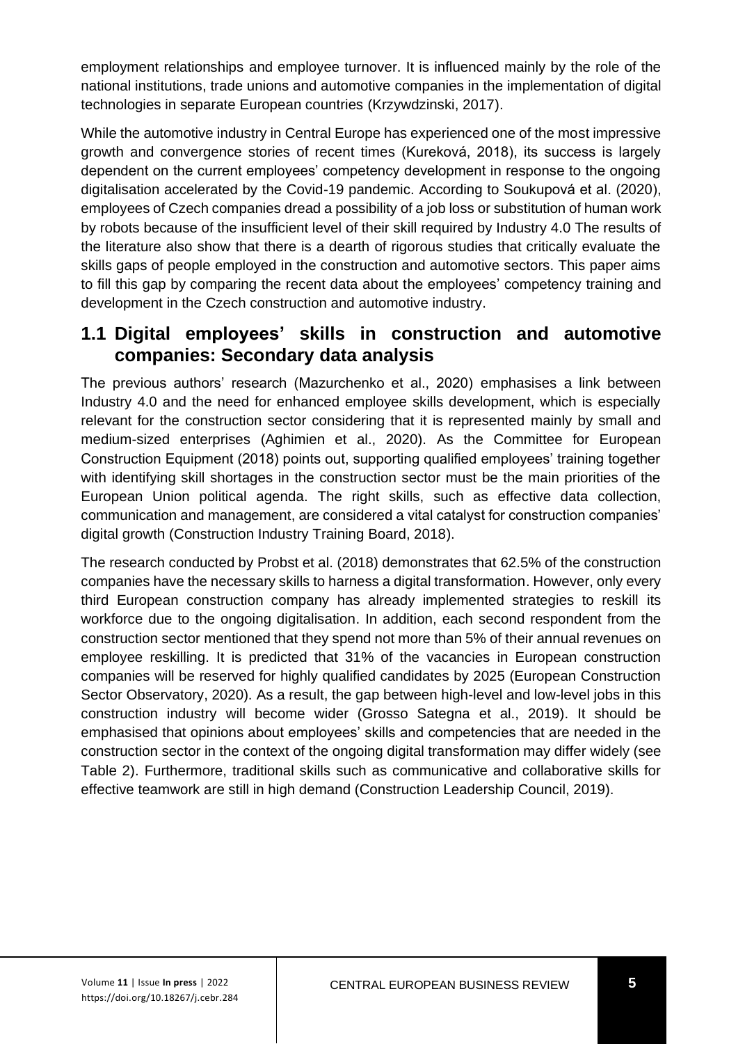employment relationships and employee turnover. It is influenced mainly by the role of the national institutions, trade unions and automotive companies in the implementation of digital technologies in separate European countries (Krzywdzinski, 2017).

While the automotive industry in Central Europe has experienced one of the most impressive growth and convergence stories of recent times (Kureková, 2018), its success is largely dependent on the current employees' competency development in response to the ongoing digitalisation accelerated by the Covid-19 pandemic. According to Soukupová et al. (2020), employees of Czech companies dread a possibility of a job loss or substitution of human work by robots because of the insufficient level of their skill required by Industry 4.0 The results of the literature also show that there is a dearth of rigorous studies that critically evaluate the skills gaps of people employed in the construction and automotive sectors. This paper aims to fill this gap by comparing the recent data about the employees' competency training and development in the Czech construction and automotive industry.

## 1.1 Digital employees' skills in construction and automotive companies: Secondary data analysis

The previous authors' research (Mazurchenko et al., 2020) emphasises a link between Industry 4.0 and the need for enhanced employee skills development, which is especially relevant for the construction sector considering that it is represented mainly by small and medium-sized enterprises (Aghimien et al., 2020). As the Committee for European Construction Equipment (2018) points out, supporting qualified employees' training together with identifying skill shortages in the construction sector must be the main priorities of the European Union political agenda. The right skills, such as effective data collection, communication and management, are considered a vital catalyst for construction companies' digital growth (Construction Industry Training Board, 2018).

The research conducted by Probst et al. (2018) demonstrates that 62.5% of the construction companies have the necessary skills to harness a digital transformation. However, only every third European construction company has already implemented strategies to reskill its workforce due to the ongoing digitalisation. In addition, each second respondent from the construction sector mentioned that they spend not more than 5% of their annual revenues on employee reskilling. It is predicted that 31% of the vacancies in European construction companies will be reserved for highly qualified candidates by 2025 (European Construction Sector Observatory, 2020). As a result, the gap between high-level and low-level jobs in this construction industry will become wider (Grosso Sategna et al., 2019). It should be emphasised that opinions about employees' skills and competencies that are needed in the construction sector in the context of the ongoing digital transformation may differ widely (see Table 2). Furthermore, traditional skills such as communicative and collaborative skills for effective teamwork are still in high demand (Construction Leadership Council, 2019).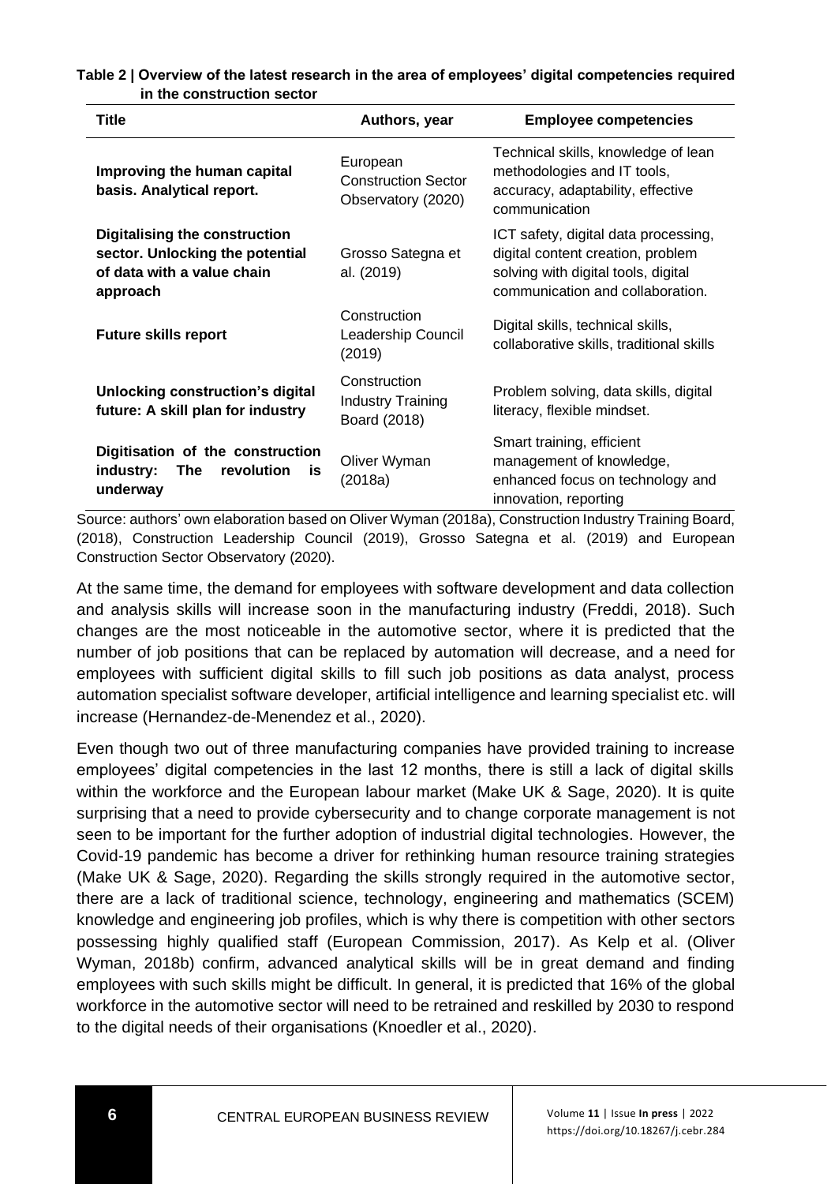**Table 2 | Overview of the latest research in the area of employees' digital competencies required in the construction sector**

| Title | Authors, year | Employee competencies |
|---|---|---|
| **Improving the human capital basis. Analytical report.** | European Construction Sector Observatory (2020) | Technical skills, knowledge of lean methodologies and IT tools, accuracy, adaptability, effective communication |
| **Digitalising the construction sector. Unlocking the potential of data with a value chain approach** | Grosso Sategna et al. (2019) | ICT safety, digital data processing, digital content creation, problem solving with digital tools, digital communication and collaboration. |
| **Future skills report** | Construction Leadership Council (2019) | Digital skills, technical skills, collaborative skills, traditional skills |
| **Unlocking construction's digital future: A skill plan for industry** | Construction Industry Training Board (2018) | Problem solving, data skills, digital literacy, flexible mindset. |
| **Digitisation of the construction industry: The revolution is underway** | Oliver Wyman (2018a) | Smart training, efficient management of knowledge, enhanced focus on technology and innovation, reporting |

Source: authors' own elaboration based on Oliver Wyman (2018a), Construction Industry Training Board, (2018), Construction Leadership Council (2019), Grosso Sategna et al. (2019) and European Construction Sector Observatory (2020).

At the same time, the demand for employees with software development and data collection and analysis skills will increase soon in the manufacturing industry (Freddi, 2018). Such changes are the most noticeable in the automotive sector, where it is predicted that the number of job positions that can be replaced by automation will decrease, and a need for employees with sufficient digital skills to fill such job positions as data analyst, process automation specialist software developer, artificial intelligence and learning specialist etc. will increase (Hernandez-de-Menendez et al., 2020).

Even though two out of three manufacturing companies have provided training to increase employees' digital competencies in the last 12 months, there is still a lack of digital skills within the workforce and the European labour market (Make UK & Sage, 2020). It is quite surprising that a need to provide cybersecurity and to change corporate management is not seen to be important for the further adoption of industrial digital technologies. However, the Covid-19 pandemic has become a driver for rethinking human resource training strategies (Make UK & Sage, 2020). Regarding the skills strongly required in the automotive sector, there are a lack of traditional science, technology, engineering and mathematics (SCEM) knowledge and engineering job profiles, which is why there is competition with other sectors possessing highly qualified staff (European Commission, 2017). As Kelp et al. (Oliver Wyman, 2018b) confirm, advanced analytical skills will be in great demand and finding employees with such skills might be difficult. In general, it is predicted that 16% of the global workforce in the automotive sector will need to be retrained and reskilled by 2030 to respond to the digital needs of their organisations (Knoedler et al., 2020).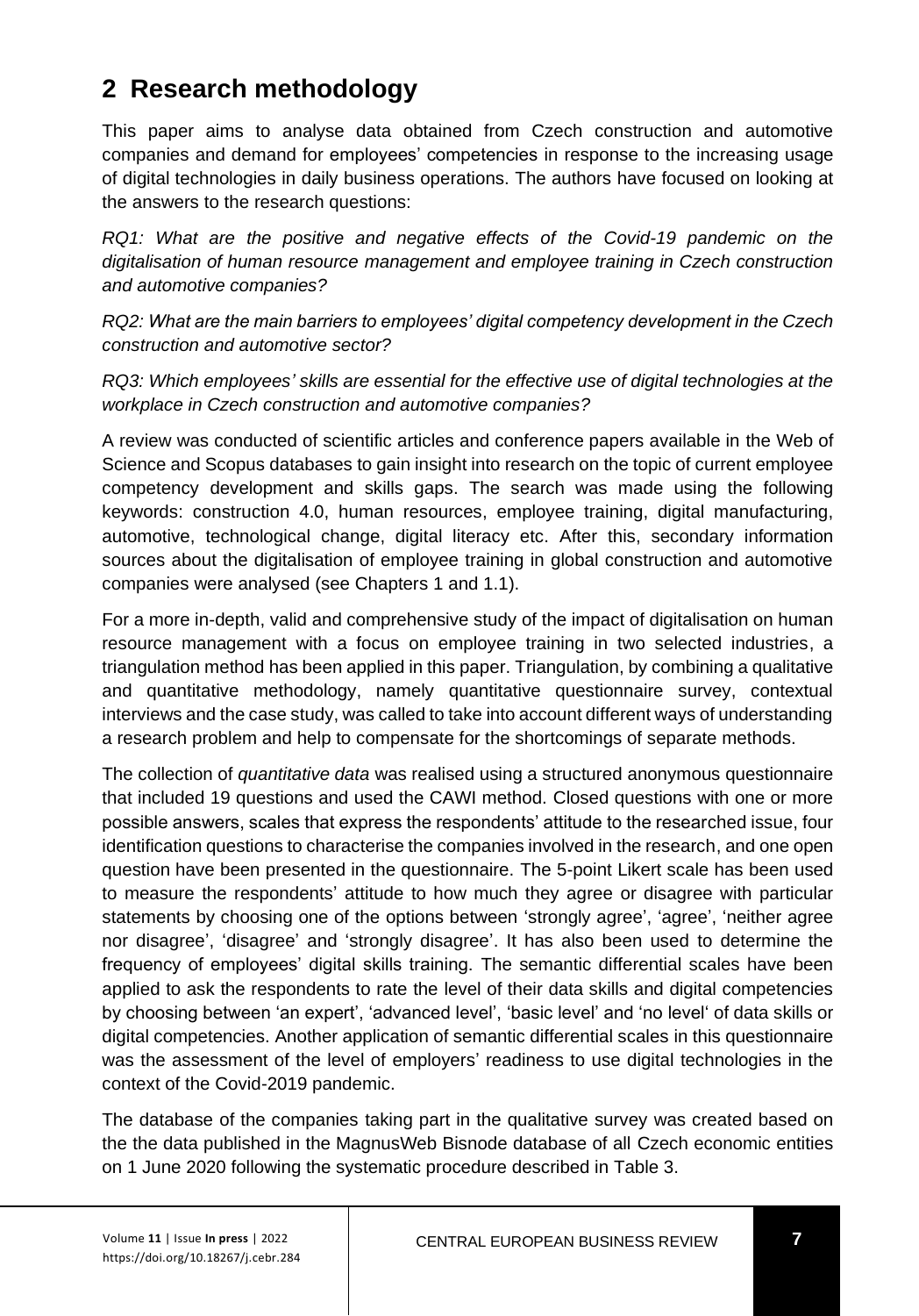# 2 Research methodology

This paper aims to analyse data obtained from Czech construction and automotive companies and demand for employees' competencies in response to the increasing usage of digital technologies in daily business operations. The authors have focused on looking at the answers to the research questions:

*RQ1: What are the positive and negative effects of the Covid-19 pandemic on the digitalisation of human resource management and employee training in Czech construction and automotive companies?*

*RQ2: What are the main barriers to employees' digital competency development in the Czech construction and automotive sector?*

*RQ3: Which employees' skills are essential for the effective use of digital technologies at the workplace in Czech construction and automotive companies?*

A review was conducted of scientific articles and conference papers available in the Web of Science and Scopus databases to gain insight into research on the topic of current employee competency development and skills gaps. The search was made using the following keywords: construction 4.0, human resources, employee training, digital manufacturing, automotive, technological change, digital literacy etc. After this, secondary information sources about the digitalisation of employee training in global construction and automotive companies were analysed (see Chapters 1 and 1.1).

For a more in-depth, valid and comprehensive study of the impact of digitalisation on human resource management with a focus on employee training in two selected industries, a triangulation method has been applied in this paper. Triangulation, by combining a qualitative and quantitative methodology, namely quantitative questionnaire survey, contextual interviews and the case study, was called to take into account different ways of understanding a research problem and help to compensate for the shortcomings of separate methods.

The collection of *quantitative data* was realised using a structured anonymous questionnaire that included 19 questions and used the CAWI method. Closed questions with one or more possible answers, scales that express the respondents' attitude to the researched issue, four identification questions to characterise the companies involved in the research, and one open question have been presented in the questionnaire. The 5-point Likert scale has been used to measure the respondents' attitude to how much they agree or disagree with particular statements by choosing one of the options between 'strongly agree', 'agree', 'neither agree nor disagree', 'disagree' and 'strongly disagree'. It has also been used to determine the frequency of employees' digital skills training. The semantic differential scales have been applied to ask the respondents to rate the level of their data skills and digital competencies by choosing between 'an expert', 'advanced level', 'basic level' and 'no level' of data skills or digital competencies. Another application of semantic differential scales in this questionnaire was the assessment of the level of employers' readiness to use digital technologies in the context of the Covid-2019 pandemic.

The database of the companies taking part in the qualitative survey was created based on the the data published in the MagnusWeb Bisnode database of all Czech economic entities on 1 June 2020 following the systematic procedure described in Table 3.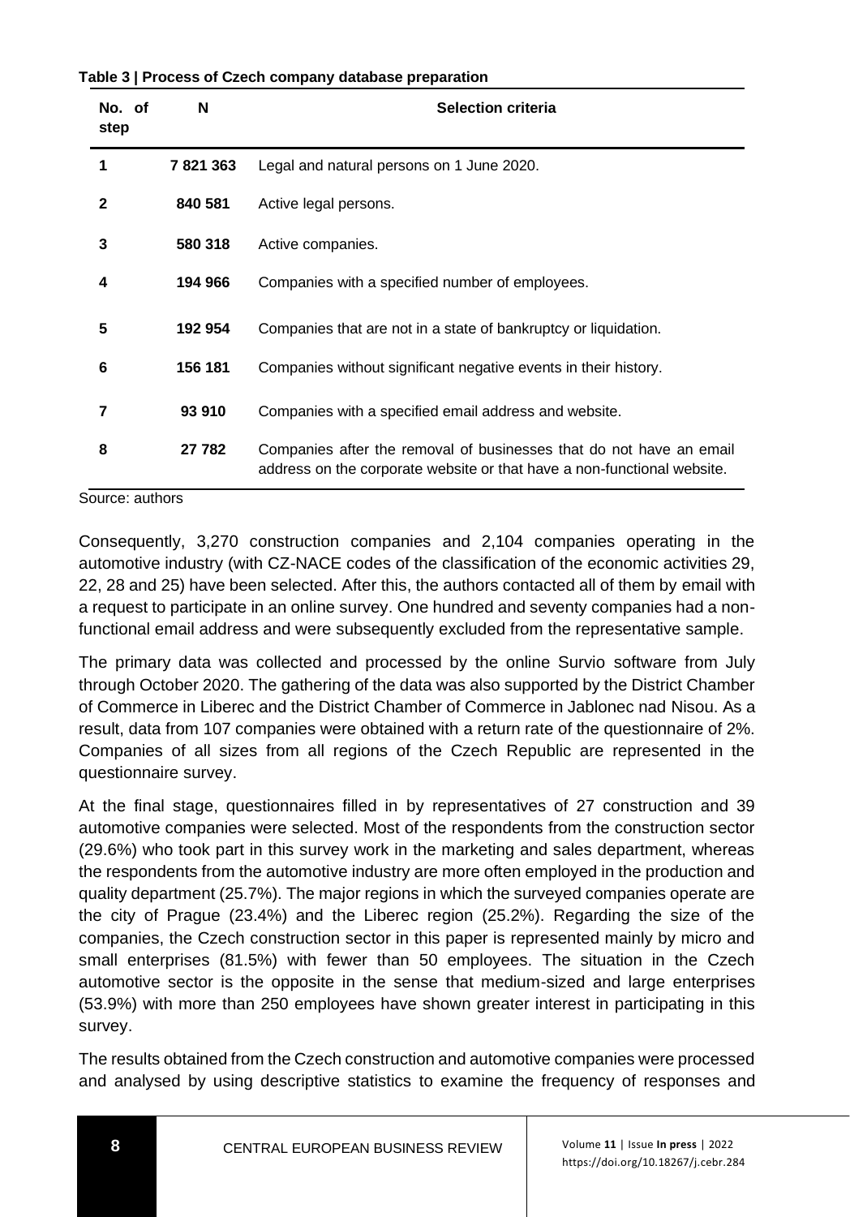**Table 3 | Process of Czech company database preparation**

| No. of step | N | Selection criteria |
|---|---|---|
| 1 | 7 821 363 | Legal and natural persons on 1 June 2020. |
| 2 | 840 581 | Active legal persons. |
| 3 | 580 318 | Active companies. |
| 4 | 194 966 | Companies with a specified number of employees. |
| 5 | 192 954 | Companies that are not in a state of bankruptcy or liquidation. |
| 6 | 156 181 | Companies without significant negative events in their history. |
| 7 | 93 910 | Companies with a specified email address and website. |
| 8 | 27 782 | Companies after the removal of businesses that do not have an email address on the corporate website or that have a non-functional website. |

Source: authors

Consequently, 3,270 construction companies and 2,104 companies operating in the automotive industry (with CZ-NACE codes of the classification of the economic activities 29, 22, 28 and 25) have been selected. After this, the authors contacted all of them by email with a request to participate in an online survey. One hundred and seventy companies had a non-functional email address and were subsequently excluded from the representative sample.

The primary data was collected and processed by the online Survio software from July through October 2020. The gathering of the data was also supported by the District Chamber of Commerce in Liberec and the District Chamber of Commerce in Jablonec nad Nisou. As a result, data from 107 companies were obtained with a return rate of the questionnaire of 2%. Companies of all sizes from all regions of the Czech Republic are represented in the questionnaire survey.

At the final stage, questionnaires filled in by representatives of 27 construction and 39 automotive companies were selected. Most of the respondents from the construction sector (29.6%) who took part in this survey work in the marketing and sales department, whereas the respondents from the automotive industry are more often employed in the production and quality department (25.7%). The major regions in which the surveyed companies operate are the city of Prague (23.4%) and the Liberec region (25.2%). Regarding the size of the companies, the Czech construction sector in this paper is represented mainly by micro and small enterprises (81.5%) with fewer than 50 employees. The situation in the Czech automotive sector is the opposite in the sense that medium-sized and large enterprises (53.9%) with more than 250 employees have shown greater interest in participating in this survey.

The results obtained from the Czech construction and automotive companies were processed and analysed by using descriptive statistics to examine the frequency of responses and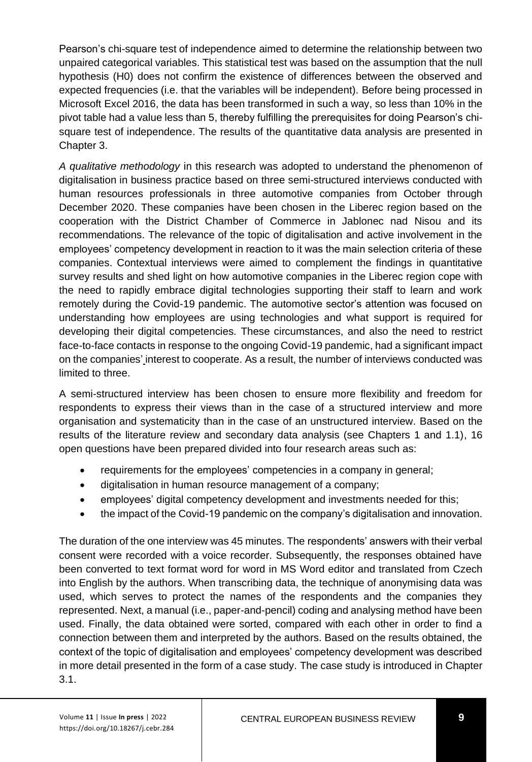Pearson's chi-square test of independence aimed to determine the relationship between two unpaired categorical variables. This statistical test was based on the assumption that the null hypothesis (H0) does not confirm the existence of differences between the observed and expected frequencies (i.e. that the variables will be independent). Before being processed in Microsoft Excel 2016, the data has been transformed in such a way, so less than 10% in the pivot table had a value less than 5, thereby fulfilling the prerequisites for doing Pearson's chi-square test of independence. The results of the quantitative data analysis are presented in Chapter 3.

*A qualitative methodology* in this research was adopted to understand the phenomenon of digitalisation in business practice based on three semi-structured interviews conducted with human resources professionals in three automotive companies from October through December 2020. These companies have been chosen in the Liberec region based on the cooperation with the District Chamber of Commerce in Jablonec nad Nisou and its recommendations. The relevance of the topic of digitalisation and active involvement in the employees' competency development in reaction to it was the main selection criteria of these companies. Contextual interviews were aimed to complement the findings in quantitative survey results and shed light on how automotive companies in the Liberec region cope with the need to rapidly embrace digital technologies supporting their staff to learn and work remotely during the Covid-19 pandemic. The automotive sector's attention was focused on understanding how employees are using technologies and what support is required for developing their digital competencies. These circumstances, and also the need to restrict face-to-face contacts in response to the ongoing Covid-19 pandemic, had a significant impact on the companies' interest to cooperate. As a result, the number of interviews conducted was limited to three.

A semi-structured interview has been chosen to ensure more flexibility and freedom for respondents to express their views than in the case of a structured interview and more organisation and systematicity than in the case of an unstructured interview. Based on the results of the literature review and secondary data analysis (see Chapters 1 and 1.1), 16 open questions have been prepared divided into four research areas such as:

- requirements for the employees' competencies in a company in general;
- digitalisation in human resource management of a company;
- employees' digital competency development and investments needed for this;
- the impact of the Covid-19 pandemic on the company's digitalisation and innovation.

The duration of the one interview was 45 minutes. The respondents' answers with their verbal consent were recorded with a voice recorder. Subsequently, the responses obtained have been converted to text format word for word in MS Word editor and translated from Czech into English by the authors. When transcribing data, the technique of anonymising data was used, which serves to protect the names of the respondents and the companies they represented. Next, a manual (i.e., paper-and-pencil) coding and analysing method have been used. Finally, the data obtained were sorted, compared with each other in order to find a connection between them and interpreted by the authors. Based on the results obtained, the context of the topic of digitalisation and employees' competency development was described in more detail presented in the form of a case study. The case study is introduced in Chapter 3.1.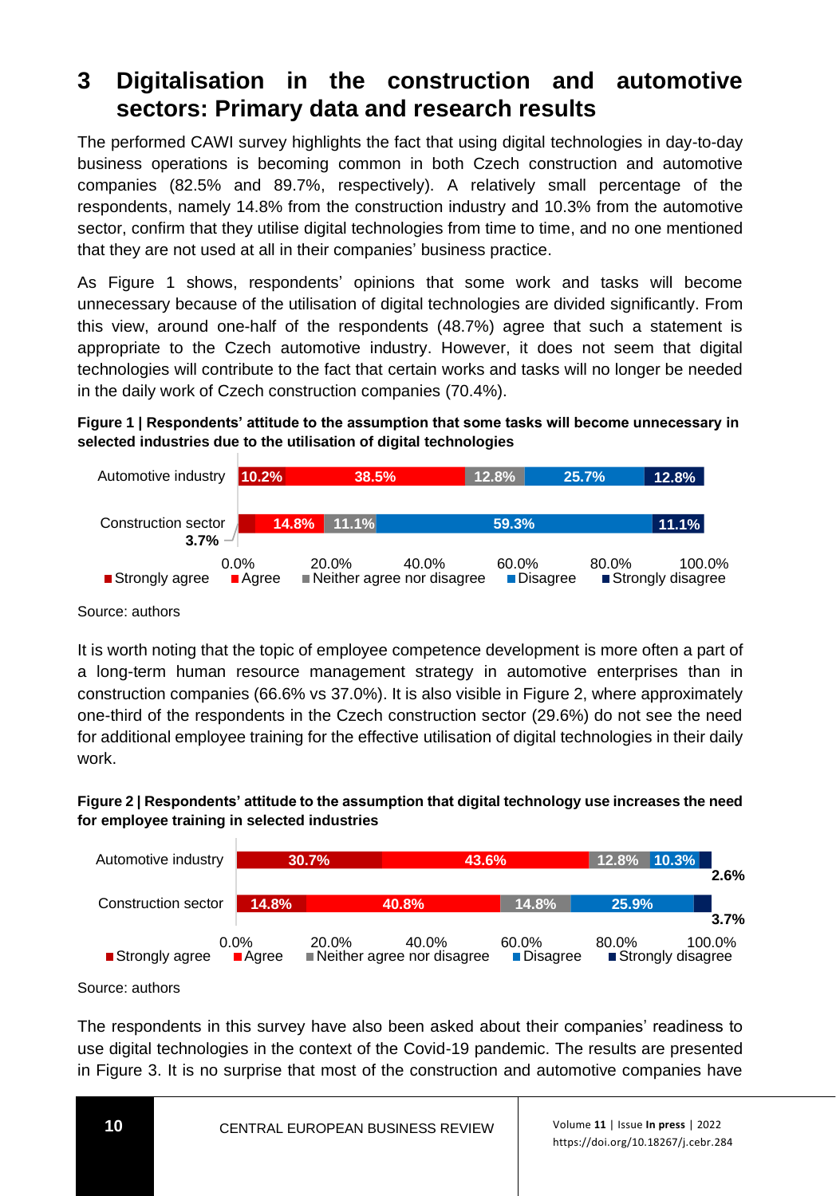# 3 Digitalisation in the construction and automotive sectors: Primary data and research results

The performed CAWI survey highlights the fact that using digital technologies in day-to-day business operations is becoming common in both Czech construction and automotive companies (82.5% and 89.7%, respectively). A relatively small percentage of the respondents, namely 14.8% from the construction industry and 10.3% from the automotive sector, confirm that they utilise digital technologies from time to time, and no one mentioned that they are not used at all in their companies' business practice.

As Figure 1 shows, respondents' opinions that some work and tasks will become unnecessary because of the utilisation of digital technologies are divided significantly. From this view, around one-half of the respondents (48.7%) agree that such a statement is appropriate to the Czech automotive industry. However, it does not seem that digital technologies will contribute to the fact that certain works and tasks will no longer be needed in the daily work of Czech construction companies (70.4%).

**Figure 1 | Respondents' attitude to the assumption that some tasks will become unnecessary in selected industries due to the utilisation of digital technologies**

| | Strongly agree | Agree | Neither agree nor disagree | Disagree | Strongly disagree |
|---|---|---|---|---|---|
| Automotive industry | 10.2% | 38.5% | 12.8% | 25.7% | 12.8% |
| Construction sector | 3.7% | 14.8% | 11.1% | 59.3% | 11.1% |

Source: authors

It is worth noting that the topic of employee competence development is more often a part of a long-term human resource management strategy in automotive enterprises than in construction companies (66.6% vs 37.0%). It is also visible in Figure 2, where approximately one-third of the respondents in the Czech construction sector (29.6%) do not see the need for additional employee training for the effective utilisation of digital technologies in their daily work.

**Figure 2 | Respondents' attitude to the assumption that digital technology use increases the need for employee training in selected industries**

| | Strongly agree | Agree | Neither agree nor disagree | Disagree | Strongly disagree |
|---|---|---|---|---|---|
| Automotive industry | 30.7% | 43.6% | 12.8% | 10.3% | 2.6% |
| Construction sector | 14.8% | 40.8% | 14.8% | 25.9% | 3.7% |

Source: authors

The respondents in this survey have also been asked about their companies' readiness to use digital technologies in the context of the Covid-19 pandemic. The results are presented in Figure 3. It is no surprise that most of the construction and automotive companies have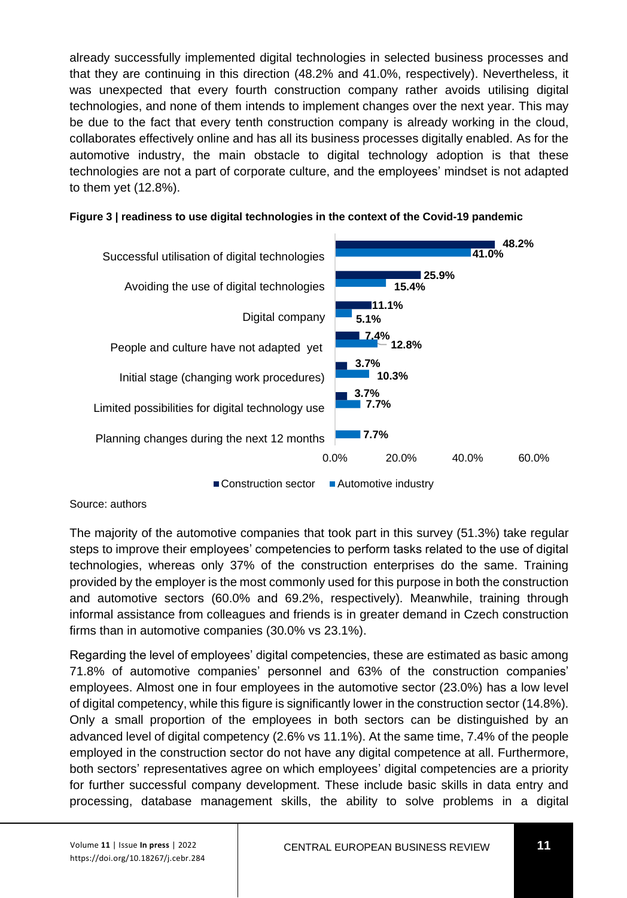already successfully implemented digital technologies in selected business processes and that they are continuing in this direction (48.2% and 41.0%, respectively). Nevertheless, it was unexpected that every fourth construction company rather avoids utilising digital technologies, and none of them intends to implement changes over the next year. This may be due to the fact that every tenth construction company is already working in the cloud, collaborates effectively online and has all its business processes digitally enabled. As for the automotive industry, the main obstacle to digital technology adoption is that these technologies are not a part of corporate culture, and the employees' mindset is not adapted to them yet (12.8%).

**Figure 3 | readiness to use digital technologies in the context of the Covid-19 pandemic**

| | Construction sector | Automotive industry |
|---|---|---|
| Successful utilisation of digital technologies | 48.2% | 41.0% |
| Avoiding the use of digital technologies | 25.9% | 15.4% |
| Digital company | 11.1% | 5.1% |
| People and culture have not adapted yet | 7.4% | 12.8% |
| Initial stage (changing work procedures) | 3.7% | 10.3% |
| Limited possibilities for digital technology use | 3.7% | 7.7% |
| Planning changes during the next 12 months | | 7.7% |

Source: authors

The majority of the automotive companies that took part in this survey (51.3%) take regular steps to improve their employees' competencies to perform tasks related to the use of digital technologies, whereas only 37% of the construction enterprises do the same. Training provided by the employer is the most commonly used for this purpose in both the construction and automotive sectors (60.0% and 69.2%, respectively). Meanwhile, training through informal assistance from colleagues and friends is in greater demand in Czech construction firms than in automotive companies (30.0% vs 23.1%).

Regarding the level of employees' digital competencies, these are estimated as basic among 71.8% of automotive companies' personnel and 63% of the construction companies' employees. Almost one in four employees in the automotive sector (23.0%) has a low level of digital competency, while this figure is significantly lower in the construction sector (14.8%). Only a small proportion of the employees in both sectors can be distinguished by an advanced level of digital competency (2.6% vs 11.1%). At the same time, 7.4% of the people employed in the construction sector do not have any digital competence at all. Furthermore, both sectors' representatives agree on which employees' digital competencies are a priority for further successful company development. These include basic skills in data entry and processing, database management skills, the ability to solve problems in a digital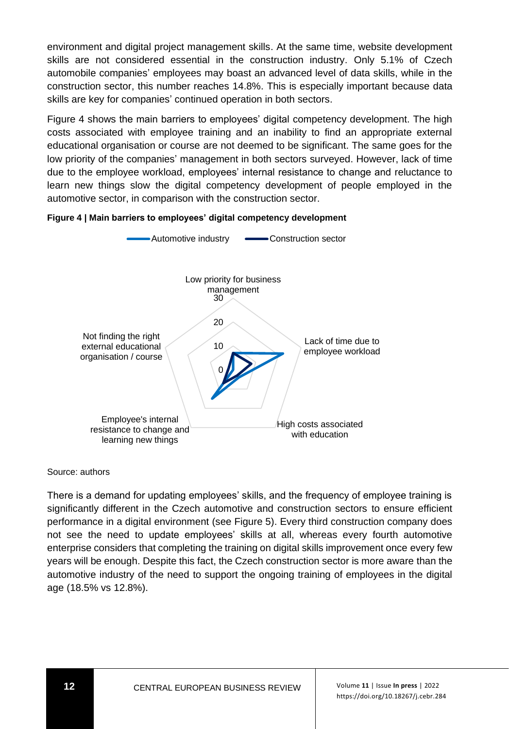environment and digital project management skills. At the same time, website development skills are not considered essential in the construction industry. Only 5.1% of Czech automobile companies' employees may boast an advanced level of data skills, while in the construction sector, this number reaches 14.8%. This is especially important because data skills are key for companies' continued operation in both sectors.

Figure 4 shows the main barriers to employees' digital competency development. The high costs associated with employee training and an inability to find an appropriate external educational organisation or course are not deemed to be significant. The same goes for the low priority of the companies' management in both sectors surveyed. However, lack of time due to the employee workload, employees' internal resistance to change and reluctance to learn new things slow the digital competency development of people employed in the automotive sector, in comparison with the construction sector.

**Figure 4 | Main barriers to employees' digital competency development**

Source: authors

There is a demand for updating employees' skills, and the frequency of employee training is significantly different in the Czech automotive and construction sectors to ensure efficient performance in a digital environment (see Figure 5). Every third construction company does not see the need to update employees' skills at all, whereas every fourth automotive enterprise considers that completing the training on digital skills improvement once every few years will be enough. Despite this fact, the Czech construction sector is more aware than the automotive industry of the need to support the ongoing training of employees in the digital age (18.5% vs 12.8%).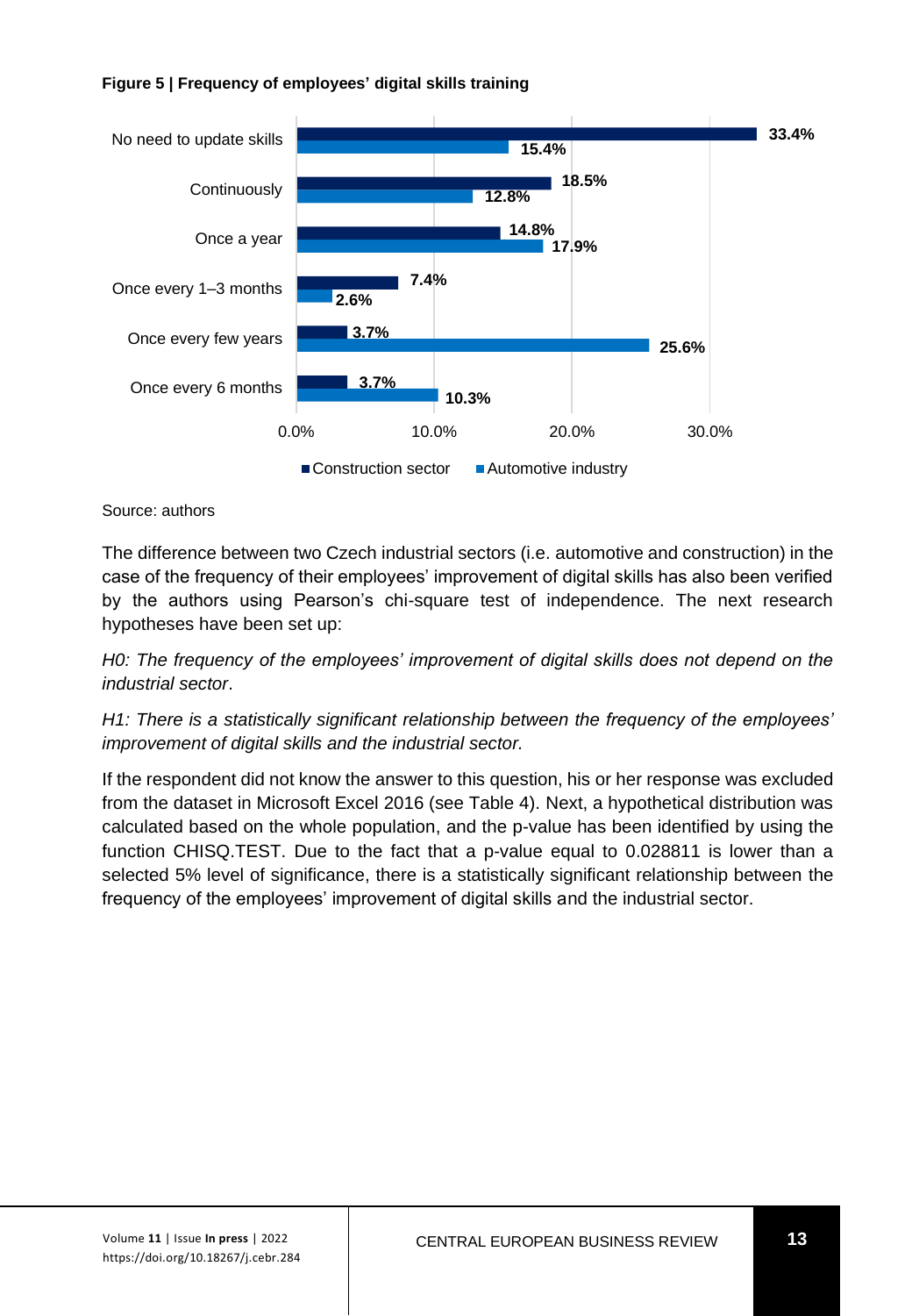**Figure 5 | Frequency of employees' digital skills training**

| | Construction sector | Automotive industry |
|---|---|---|
| No need to update skills | 33.4% | 15.4% |
| Continuously | 18.5% | 12.8% |
| Once a year | 14.8% | 17.9% |
| Once every 1–3 months | 7.4% | 2.6% |
| Once every few years | 3.7% | 25.6% |
| Once every 6 months | 3.7% | 10.3% |

Source: authors

The difference between two Czech industrial sectors (i.e. automotive and construction) in the case of the frequency of their employees' improvement of digital skills has also been verified by the authors using Pearson's chi-square test of independence. The next research hypotheses have been set up:

*H0: The frequency of the employees' improvement of digital skills does not depend on the industrial sector*.

*H1: There is a statistically significant relationship between the frequency of the employees' improvement of digital skills and the industrial sector.*

If the respondent did not know the answer to this question, his or her response was excluded from the dataset in Microsoft Excel 2016 (see Table 4). Next, a hypothetical distribution was calculated based on the whole population, and the p-value has been identified by using the function CHISQ.TEST. Due to the fact that a p-value equal to 0.028811 is lower than a selected 5% level of significance, there is a statistically significant relationship between the frequency of the employees' improvement of digital skills and the industrial sector.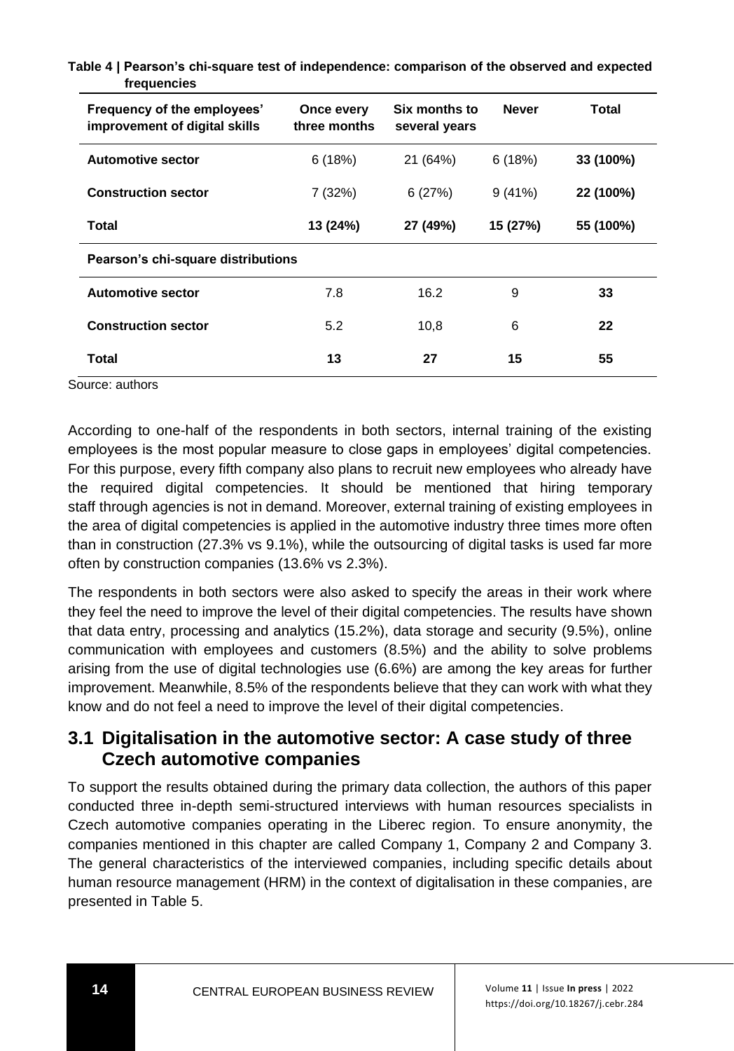**Table 4 | Pearson's chi-square test of independence: comparison of the observed and expected frequencies**

| Frequency of the employees' improvement of digital skills | Once every three months | Six months to several years | Never | Total |
|---|---|---|---|---|
| **Automotive sector** | 6 (18%) | 21 (64%) | 6 (18%) | **33 (100%)** |
| **Construction sector** | 7 (32%) | 6 (27%) | 9 (41%) | **22 (100%)** |
| **Total** | **13 (24%)** | **27 (49%)** | **15 (27%)** | **55 (100%)** |
| **Pearson's chi-square distributions** | | | | |
| **Automotive sector** | 7.8 | 16.2 | 9 | **33** |
| **Construction sector** | 5.2 | 10,8 | 6 | **22** |
| **Total** | **13** | **27** | **15** | **55** |

Source: authors

According to one-half of the respondents in both sectors, internal training of the existing employees is the most popular measure to close gaps in employees' digital competencies. For this purpose, every fifth company also plans to recruit new employees who already have the required digital competencies. It should be mentioned that hiring temporary staff through agencies is not in demand. Moreover, external training of existing employees in the area of digital competencies is applied in the automotive industry three times more often than in construction (27.3% vs 9.1%), while the outsourcing of digital tasks is used far more often by construction companies (13.6% vs 2.3%).

The respondents in both sectors were also asked to specify the areas in their work where they feel the need to improve the level of their digital competencies. The results have shown that data entry, processing and analytics (15.2%), data storage and security (9.5%), online communication with employees and customers (8.5%) and the ability to solve problems arising from the use of digital technologies use (6.6%) are among the key areas for further improvement. Meanwhile, 8.5% of the respondents believe that they can work with what they know and do not feel a need to improve the level of their digital competencies.

## 3.1 Digitalisation in the automotive sector: A case study of three Czech automotive companies

To support the results obtained during the primary data collection, the authors of this paper conducted three in-depth semi-structured interviews with human resources specialists in Czech automotive companies operating in the Liberec region. To ensure anonymity, the companies mentioned in this chapter are called Company 1, Company 2 and Company 3. The general characteristics of the interviewed companies, including specific details about human resource management (HRM) in the context of digitalisation in these companies, are presented in Table 5.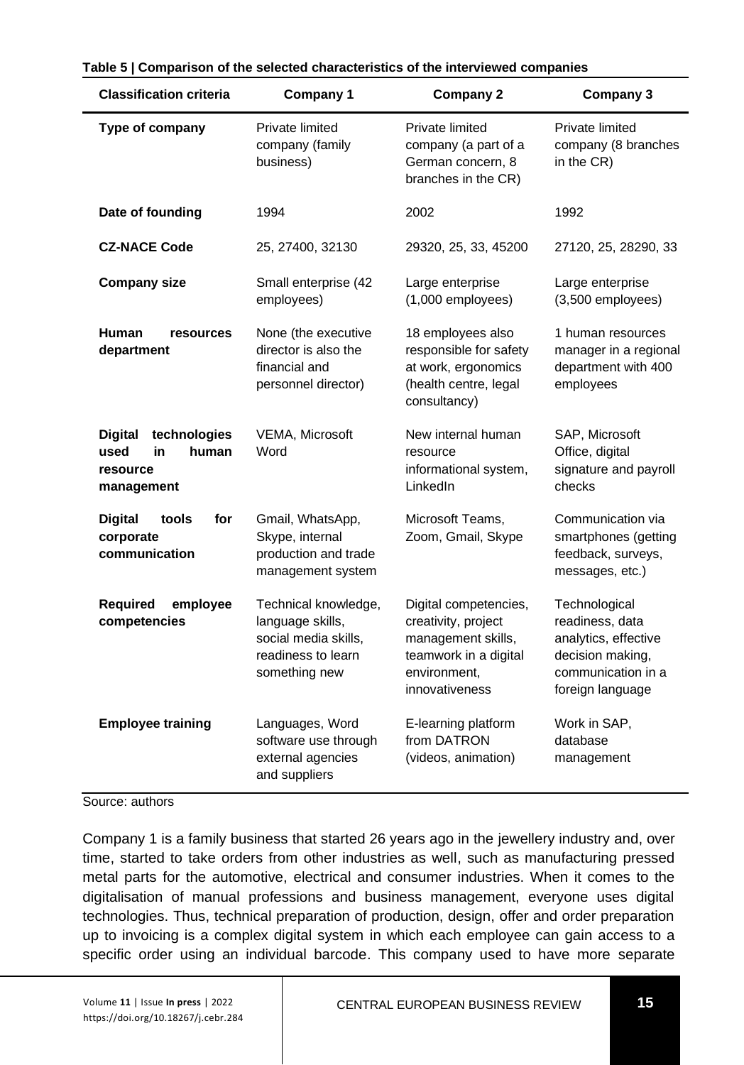**Table 5 | Comparison of the selected characteristics of the interviewed companies**

| Classification criteria | Company 1 | Company 2 | Company 3 |
|---|---|---|---|
| **Type of company** | Private limited company (family business) | Private limited company (a part of a German concern, 8 branches in the CR) | Private limited company (8 branches in the CR) |
| **Date of founding** | 1994 | 2002 | 1992 |
| **CZ-NACE Code** | 25, 27400, 32130 | 29320, 25, 33, 45200 | 27120, 25, 28290, 33 |
| **Company size** | Small enterprise (42 employees) | Large enterprise (1,000 employees) | Large enterprise (3,500 employees) |
| **Human resources department** | None (the executive director is also the financial and personnel director) | 18 employees also responsible for safety at work, ergonomics (health centre, legal consultancy) | 1 human resources manager in a regional department with 400 employees |
| **Digital technologies used in human resource management** | VEMA, Microsoft Word | New internal human resource informational system, LinkedIn | SAP, Microsoft Office, digital signature and payroll checks |
| **Digital tools for corporate communication** | Gmail, WhatsApp, Skype, internal production and trade management system | Microsoft Teams, Zoom, Gmail, Skype | Communication via smartphones (getting feedback, surveys, messages, etc.) |
| **Required employee competencies** | Technical knowledge, language skills, social media skills, readiness to learn something new | Digital competencies, creativity, project management skills, teamwork in a digital environment, innovativeness | Technological readiness, data analytics, effective decision making, communication in a foreign language |
| **Employee training** | Languages, Word software use through external agencies and suppliers | E-learning platform from DATRON (videos, animation) | Work in SAP, database management |

Source: authors

Company 1 is a family business that started 26 years ago in the jewellery industry and, over time, started to take orders from other industries as well, such as manufacturing pressed metal parts for the automotive, electrical and consumer industries. When it comes to the digitalisation of manual professions and business management, everyone uses digital technologies. Thus, technical preparation of production, design, offer and order preparation up to invoicing is a complex digital system in which each employee can gain access to a specific order using an individual barcode. This company used to have more separate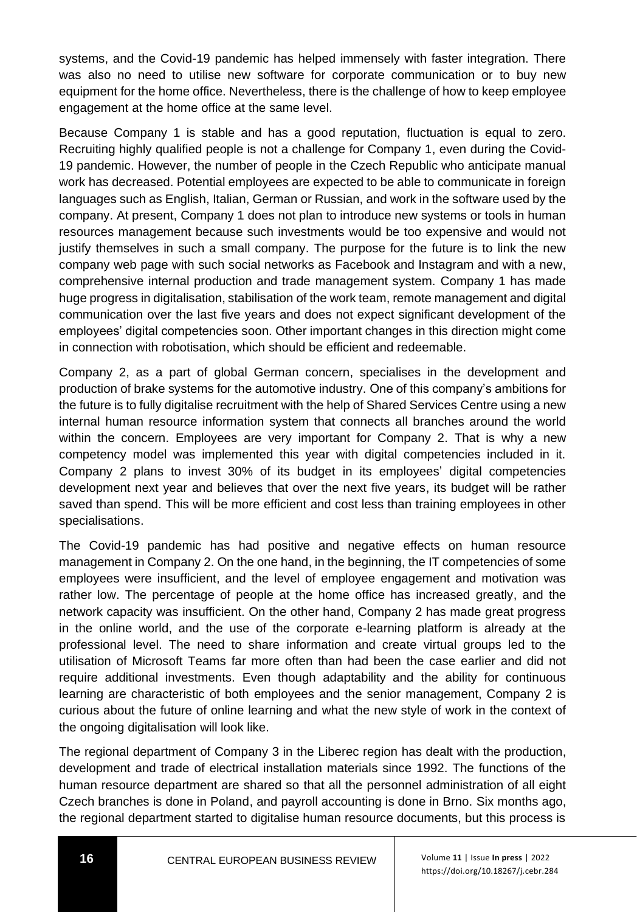systems, and the Covid-19 pandemic has helped immensely with faster integration. There was also no need to utilise new software for corporate communication or to buy new equipment for the home office. Nevertheless, there is the challenge of how to keep employee engagement at the home office at the same level.

Because Company 1 is stable and has a good reputation, fluctuation is equal to zero. Recruiting highly qualified people is not a challenge for Company 1, even during the Covid-19 pandemic. However, the number of people in the Czech Republic who anticipate manual work has decreased. Potential employees are expected to be able to communicate in foreign languages such as English, Italian, German or Russian, and work in the software used by the company. At present, Company 1 does not plan to introduce new systems or tools in human resources management because such investments would be too expensive and would not justify themselves in such a small company. The purpose for the future is to link the new company web page with such social networks as Facebook and Instagram and with a new, comprehensive internal production and trade management system. Company 1 has made huge progress in digitalisation, stabilisation of the work team, remote management and digital communication over the last five years and does not expect significant development of the employees' digital competencies soon. Other important changes in this direction might come in connection with robotisation, which should be efficient and redeemable.

Company 2, as a part of global German concern, specialises in the development and production of brake systems for the automotive industry. One of this company's ambitions for the future is to fully digitalise recruitment with the help of Shared Services Centre using a new internal human resource information system that connects all branches around the world within the concern. Employees are very important for Company 2. That is why a new competency model was implemented this year with digital competencies included in it. Company 2 plans to invest 30% of its budget in its employees' digital competencies development next year and believes that over the next five years, its budget will be rather saved than spend. This will be more efficient and cost less than training employees in other specialisations.

The Covid-19 pandemic has had positive and negative effects on human resource management in Company 2. On the one hand, in the beginning, the IT competencies of some employees were insufficient, and the level of employee engagement and motivation was rather low. The percentage of people at the home office has increased greatly, and the network capacity was insufficient. On the other hand, Company 2 has made great progress in the online world, and the use of the corporate e-learning platform is already at the professional level. The need to share information and create virtual groups led to the utilisation of Microsoft Teams far more often than had been the case earlier and did not require additional investments. Even though adaptability and the ability for continuous learning are characteristic of both employees and the senior management, Company 2 is curious about the future of online learning and what the new style of work in the context of the ongoing digitalisation will look like.

The regional department of Company 3 in the Liberec region has dealt with the production, development and trade of electrical installation materials since 1992. The functions of the human resource department are shared so that all the personnel administration of all eight Czech branches is done in Poland, and payroll accounting is done in Brno. Six months ago, the regional department started to digitalise human resource documents, but this process is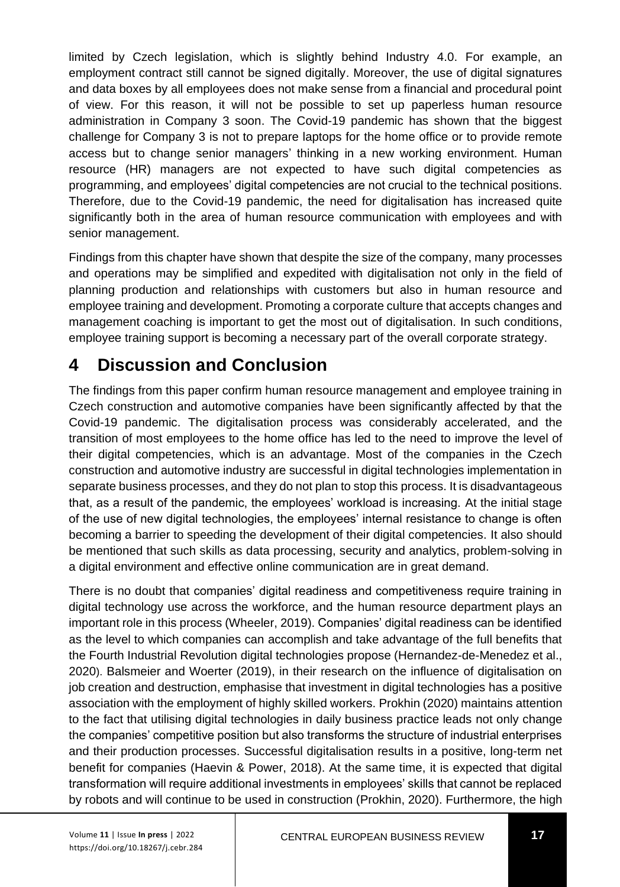limited by Czech legislation, which is slightly behind Industry 4.0. For example, an employment contract still cannot be signed digitally. Moreover, the use of digital signatures and data boxes by all employees does not make sense from a financial and procedural point of view. For this reason, it will not be possible to set up paperless human resource administration in Company 3 soon. The Covid-19 pandemic has shown that the biggest challenge for Company 3 is not to prepare laptops for the home office or to provide remote access but to change senior managers' thinking in a new working environment. Human resource (HR) managers are not expected to have such digital competencies as programming, and employees' digital competencies are not crucial to the technical positions. Therefore, due to the Covid-19 pandemic, the need for digitalisation has increased quite significantly both in the area of human resource communication with employees and with senior management.

Findings from this chapter have shown that despite the size of the company, many processes and operations may be simplified and expedited with digitalisation not only in the field of planning production and relationships with customers but also in human resource and employee training and development. Promoting a corporate culture that accepts changes and management coaching is important to get the most out of digitalisation. In such conditions, employee training support is becoming a necessary part of the overall corporate strategy.

# 4 Discussion and Conclusion

The findings from this paper confirm human resource management and employee training in Czech construction and automotive companies have been significantly affected by that the Covid-19 pandemic. The digitalisation process was considerably accelerated, and the transition of most employees to the home office has led to the need to improve the level of their digital competencies, which is an advantage. Most of the companies in the Czech construction and automotive industry are successful in digital technologies implementation in separate business processes, and they do not plan to stop this process. It is disadvantageous that, as a result of the pandemic, the employees' workload is increasing. At the initial stage of the use of new digital technologies, the employees' internal resistance to change is often becoming a barrier to speeding the development of their digital competencies. It also should be mentioned that such skills as data processing, security and analytics, problem-solving in a digital environment and effective online communication are in great demand.

There is no doubt that companies' digital readiness and competitiveness require training in digital technology use across the workforce, and the human resource department plays an important role in this process (Wheeler, 2019). Companies' digital readiness can be identified as the level to which companies can accomplish and take advantage of the full benefits that the Fourth Industrial Revolution digital technologies propose (Hernandez-de-Menedez et al., 2020). Balsmeier and Woerter (2019), in their research on the influence of digitalisation on job creation and destruction, emphasise that investment in digital technologies has a positive association with the employment of highly skilled workers. Prokhin (2020) maintains attention to the fact that utilising digital technologies in daily business practice leads not only change the companies' competitive position but also transforms the structure of industrial enterprises and their production processes. Successful digitalisation results in a positive, long-term net benefit for companies (Haevin & Power, 2018). At the same time, it is expected that digital transformation will require additional investments in employees' skills that cannot be replaced by robots and will continue to be used in construction (Prokhin, 2020). Furthermore, the high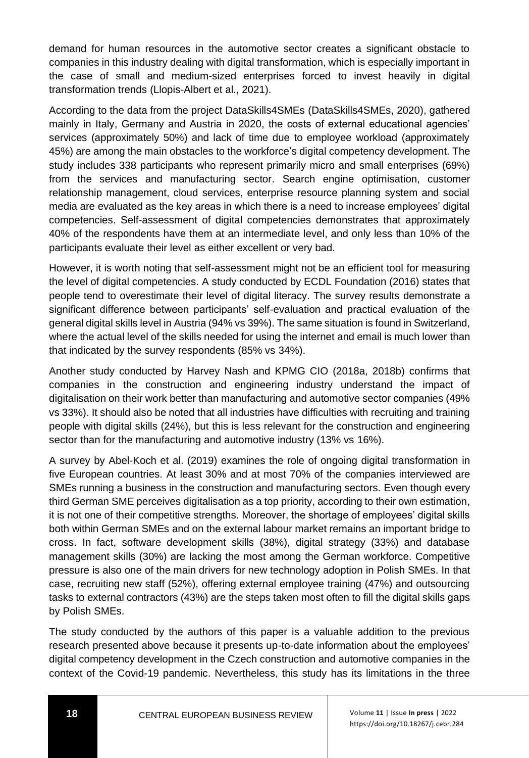demand for human resources in the automotive sector creates a significant obstacle to companies in this industry dealing with digital transformation, which is especially important in the case of small and medium-sized enterprises forced to invest heavily in digital transformation trends (Llopis-Albert et al., 2021).

According to the data from the project DataSkills4SMEs (DataSkills4SMEs, 2020), gathered mainly in Italy, Germany and Austria in 2020, the costs of external educational agencies' services (approximately 50%) and lack of time due to employee workload (approximately 45%) are among the main obstacles to the workforce's digital competency development. The study includes 338 participants who represent primarily micro and small enterprises (69%) from the services and manufacturing sector. Search engine optimisation, customer relationship management, cloud services, enterprise resource planning system and social media are evaluated as the key areas in which there is a need to increase employees' digital competencies. Self-assessment of digital competencies demonstrates that approximately 40% of the respondents have them at an intermediate level, and only less than 10% of the participants evaluate their level as either excellent or very bad.

However, it is worth noting that self-assessment might not be an efficient tool for measuring the level of digital competencies. A study conducted by ECDL Foundation (2016) states that people tend to overestimate their level of digital literacy. The survey results demonstrate a significant difference between participants' self-evaluation and practical evaluation of the general digital skills level in Austria (94% vs 39%). The same situation is found in Switzerland, where the actual level of the skills needed for using the internet and email is much lower than that indicated by the survey respondents (85% vs 34%).

Another study conducted by Harvey Nash and KPMG CIO (2018a, 2018b) confirms that companies in the construction and engineering industry understand the impact of digitalisation on their work better than manufacturing and automotive sector companies (49% vs 33%). It should also be noted that all industries have difficulties with recruiting and training people with digital skills (24%), but this is less relevant for the construction and engineering sector than for the manufacturing and automotive industry (13% vs 16%).

A survey by Abel-Koch et al. (2019) examines the role of ongoing digital transformation in five European countries. At least 30% and at most 70% of the companies interviewed are SMEs running a business in the construction and manufacturing sectors. Even though every third German SME perceives digitalisation as a top priority, according to their own estimation, it is not one of their competitive strengths. Moreover, the shortage of employees' digital skills both within German SMEs and on the external labour market remains an important bridge to cross. In fact, software development skills (38%), digital strategy (33%) and database management skills (30%) are lacking the most among the German workforce. Competitive pressure is also one of the main drivers for new technology adoption in Polish SMEs. In that case, recruiting new staff (52%), offering external employee training (47%) and outsourcing tasks to external contractors (43%) are the steps taken most often to fill the digital skills gaps by Polish SMEs.

The study conducted by the authors of this paper is a valuable addition to the previous research presented above because it presents up-to-date information about the employees' digital competency development in the Czech construction and automotive companies in the context of the Covid-19 pandemic. Nevertheless, this study has its limitations in the three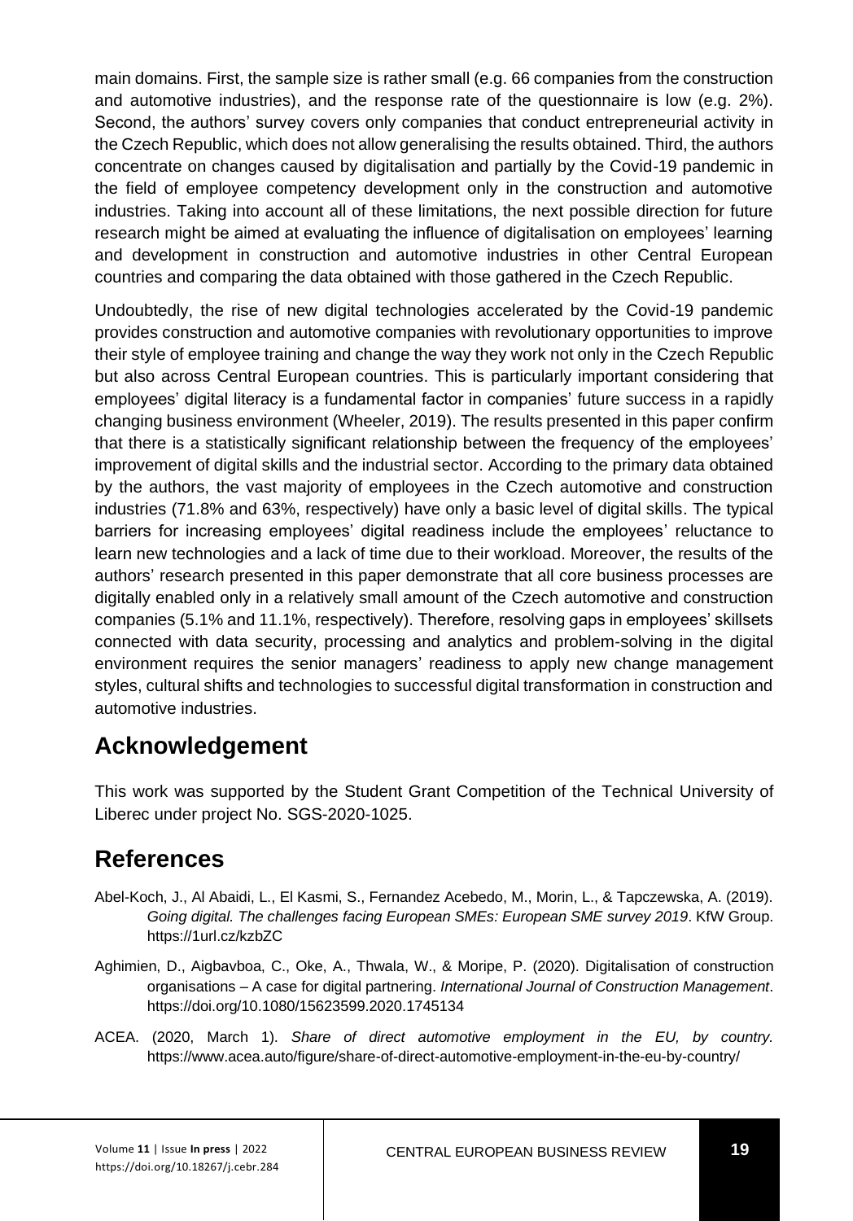main domains. First, the sample size is rather small (e.g. 66 companies from the construction and automotive industries), and the response rate of the questionnaire is low (e.g. 2%). Second, the authors' survey covers only companies that conduct entrepreneurial activity in the Czech Republic, which does not allow generalising the results obtained. Third, the authors concentrate on changes caused by digitalisation and partially by the Covid-19 pandemic in the field of employee competency development only in the construction and automotive industries. Taking into account all of these limitations, the next possible direction for future research might be aimed at evaluating the influence of digitalisation on employees' learning and development in construction and automotive industries in other Central European countries and comparing the data obtained with those gathered in the Czech Republic.

Undoubtedly, the rise of new digital technologies accelerated by the Covid-19 pandemic provides construction and automotive companies with revolutionary opportunities to improve their style of employee training and change the way they work not only in the Czech Republic but also across Central European countries. This is particularly important considering that employees' digital literacy is a fundamental factor in companies' future success in a rapidly changing business environment (Wheeler, 2019). The results presented in this paper confirm that there is a statistically significant relationship between the frequency of the employees' improvement of digital skills and the industrial sector. According to the primary data obtained by the authors, the vast majority of employees in the Czech automotive and construction industries (71.8% and 63%, respectively) have only a basic level of digital skills. The typical barriers for increasing employees' digital readiness include the employees' reluctance to learn new technologies and a lack of time due to their workload. Moreover, the results of the authors' research presented in this paper demonstrate that all core business processes are digitally enabled only in a relatively small amount of the Czech automotive and construction companies (5.1% and 11.1%, respectively). Therefore, resolving gaps in employees' skillsets connected with data security, processing and analytics and problem-solving in the digital environment requires the senior managers' readiness to apply new change management styles, cultural shifts and technologies to successful digital transformation in construction and automotive industries.

## Acknowledgement

This work was supported by the Student Grant Competition of the Technical University of Liberec under project No. SGS-2020-1025.

## References

Abel-Koch, J., Al Abaidi, L., El Kasmi, S., Fernandez Acebedo, M., Morin, L., & Tapczewska, A. (2019). *Going digital. The challenges facing European SMEs: European SME survey 2019*. KfW Group. https://1url.cz/kzbZC

Aghimien, D., Aigbavboa, C., Oke, A., Thwala, W., & Moripe, P. (2020). Digitalisation of construction organisations – A case for digital partnering. *International Journal of Construction Management*. https://doi.org/10.1080/15623599.2020.1745134

ACEA. (2020, March 1). *Share of direct automotive employment in the EU, by country.* https://www.acea.auto/figure/share-of-direct-automotive-employment-in-the-eu-by-country/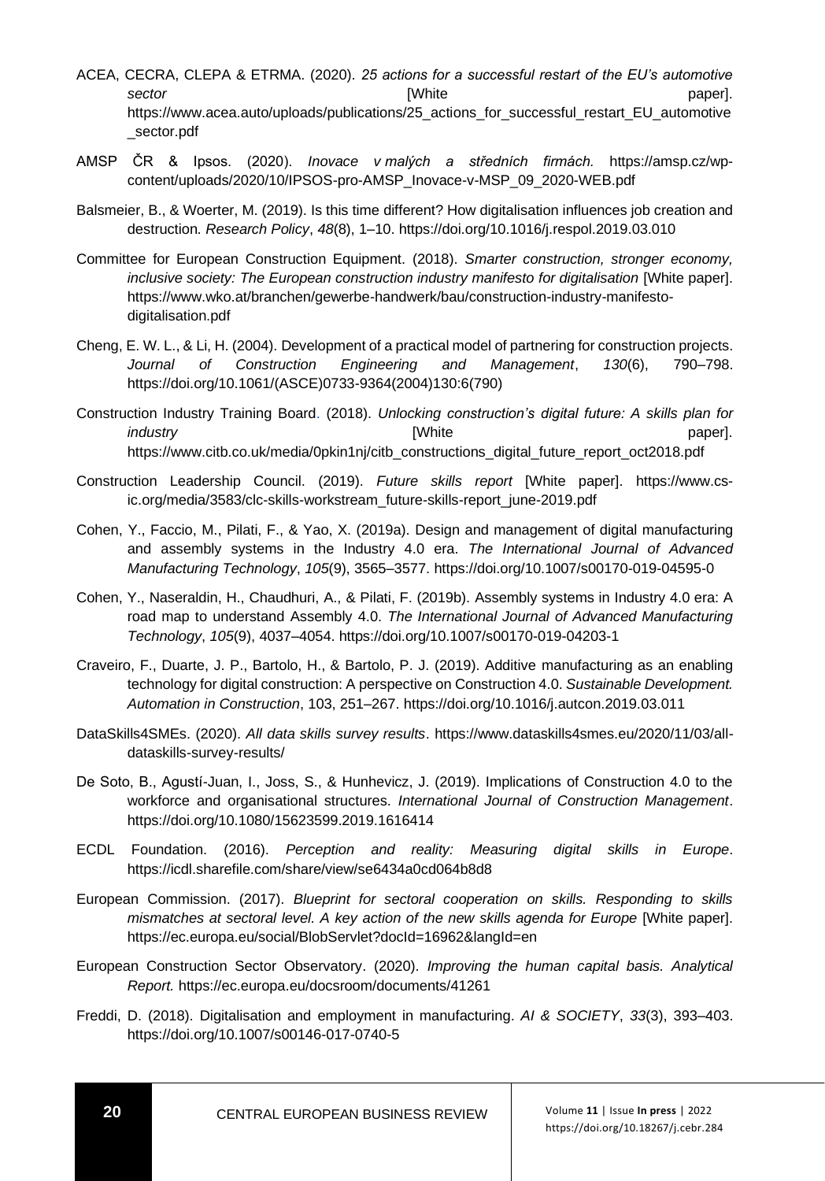ACEA, CECRA, CLEPA & ETRMA. (2020). *25 actions for a successful restart of the EU's automotive sector* [White paper]. https://www.acea.auto/uploads/publications/25_actions_for_successful_restart_EU_automotive_sector.pdf

AMSP ČR & Ipsos. (2020). *Inovace v malých a středních firmách.* https://amsp.cz/wp-content/uploads/2020/10/IPSOS-pro-AMSP_Inovace-v-MSP_09_2020-WEB.pdf

Balsmeier, B., & Woerter, M. (2019). Is this time different? How digitalisation influences job creation and destruction. *Research Policy*, *48*(8), 1–10. https://doi.org/10.1016/j.respol.2019.03.010

Committee for European Construction Equipment. (2018). *Smarter construction, stronger economy, inclusive society: The European construction industry manifesto for digitalisation* [White paper]. https://www.wko.at/branchen/gewerbe-handwerk/bau/construction-industry-manifesto-digitalisation.pdf

Cheng, E. W. L., & Li, H. (2004). Development of a practical model of partnering for construction projects. *Journal of Construction Engineering and Management*, *130*(6), 790–798. https://doi.org/10.1061/(ASCE)0733-9364(2004)130:6(790)

Construction Industry Training Board. (2018). *Unlocking construction's digital future: A skills plan for industry* [White paper]. https://www.citb.co.uk/media/0pkin1nj/citb_constructions_digital_future_report_oct2018.pdf

Construction Leadership Council. (2019). *Future skills report* [White paper]. https://www.cs-ic.org/media/3583/clc-skills-workstream_future-skills-report_june-2019.pdf

Cohen, Y., Faccio, M., Pilati, F., & Yao, X. (2019a). Design and management of digital manufacturing and assembly systems in the Industry 4.0 era. *The International Journal of Advanced Manufacturing Technology*, *105*(9), 3565–3577. https://doi.org/10.1007/s00170-019-04595-0

Cohen, Y., Naseraldin, H., Chaudhuri, A., & Pilati, F. (2019b). Assembly systems in Industry 4.0 era: A road map to understand Assembly 4.0. *The International Journal of Advanced Manufacturing Technology*, *105*(9), 4037–4054. https://doi.org/10.1007/s00170-019-04203-1

Craveiro, F., Duarte, J. P., Bartolo, H., & Bartolo, P. J. (2019). Additive manufacturing as an enabling technology for digital construction: A perspective on Construction 4.0. *Sustainable Development. Automation in Construction*, 103, 251–267. https://doi.org/10.1016/j.autcon.2019.03.011

DataSkills4SMEs. (2020). *All data skills survey results*. https://www.dataskills4smes.eu/2020/11/03/all-dataskills-survey-results/

De Soto, B., Agustí-Juan, I., Joss, S., & Hunhevicz, J. (2019). Implications of Construction 4.0 to the workforce and organisational structures. *International Journal of Construction Management*. https://doi.org/10.1080/15623599.2019.1616414

ECDL Foundation. (2016). *Perception and reality: Measuring digital skills in Europe*. https://icdl.sharefile.com/share/view/se6434a0cd064b8d8

European Commission. (2017). *Blueprint for sectoral cooperation on skills. Responding to skills mismatches at sectoral level. A key action of the new skills agenda for Europe* [White paper]. https://ec.europa.eu/social/BlobServlet?docId=16962&langId=en

European Construction Sector Observatory. (2020). *Improving the human capital basis. Analytical Report.* https://ec.europa.eu/docsroom/documents/41261

Freddi, D. (2018). Digitalisation and employment in manufacturing. *AI & SOCIETY*, *33*(3), 393–403. https://doi.org/10.1007/s00146-017-0740-5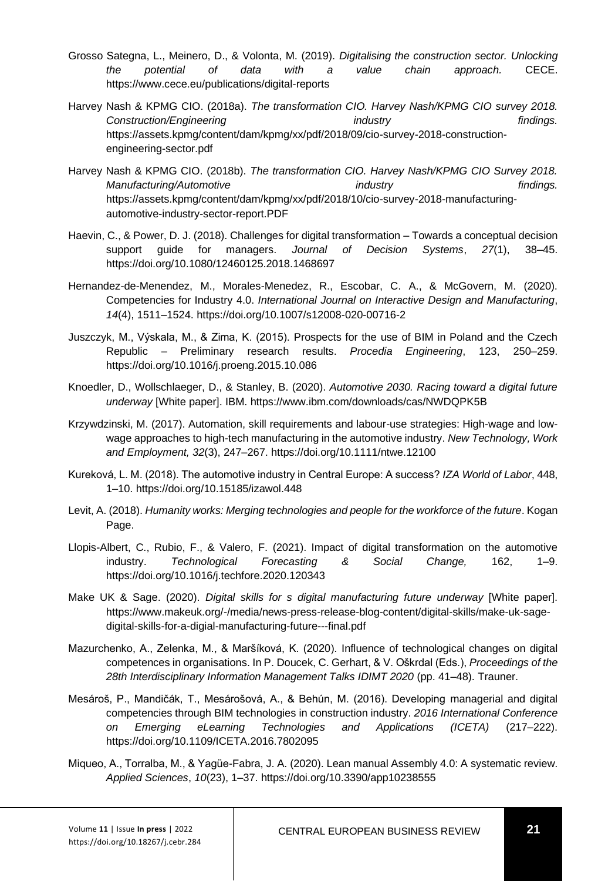Grosso Sategna, L., Meinero, D., & Volonta, M. (2019). *Digitalising the construction sector. Unlocking the potential of data with a value chain approach.* CECE. https://www.cece.eu/publications/digital-reports

Harvey Nash & KPMG CIO. (2018a). *The transformation CIO. Harvey Nash/KPMG CIO survey 2018. Construction/Engineering industry findings.* https://assets.kpmg/content/dam/kpmg/xx/pdf/2018/09/cio-survey-2018-construction-engineering-sector.pdf

Harvey Nash & KPMG CIO. (2018b). *The transformation CIO. Harvey Nash/KPMG CIO Survey 2018. Manufacturing/Automotive industry findings.* https://assets.kpmg/content/dam/kpmg/xx/pdf/2018/10/cio-survey-2018-manufacturing-automotive-industry-sector-report.PDF

Haevin, C., & Power, D. J. (2018). Challenges for digital transformation – Towards a conceptual decision support guide for managers. *Journal of Decision Systems*, *27*(1), 38–45. https://doi.org/10.1080/12460125.2018.1468697

Hernandez-de-Menendez, M., Morales-Menedez, R., Escobar, C. A., & McGovern, M. (2020). Competencies for Industry 4.0. *International Journal on Interactive Design and Manufacturing*, *14*(4), 1511–1524. https://doi.org/10.1007/s12008-020-00716-2

Juszczyk, M., Výskala, M., & Zima, K. (2015). Prospects for the use of BIM in Poland and the Czech Republic – Preliminary research results. *Procedia Engineering*, 123, 250–259. https://doi.org/10.1016/j.proeng.2015.10.086

Knoedler, D., Wollschlaeger, D., & Stanley, B. (2020). *Automotive 2030. Racing toward a digital future underway* [White paper]. IBM. https://www.ibm.com/downloads/cas/NWDQPK5B

Krzywdzinski, M. (2017). Automation, skill requirements and labour-use strategies: High-wage and low-wage approaches to high-tech manufacturing in the automotive industry. *New Technology, Work and Employment, 32*(3), 247–267. https://doi.org/10.1111/ntwe.12100

Kureková, L. M. (2018). The automotive industry in Central Europe: A success? *IZA World of Labor*, 448, 1–10. https://doi.org/10.15185/izawol.448

Levit, A. (2018). *Humanity works: Merging technologies and people for the workforce of the future*. Kogan Page.

Llopis-Albert, C., Rubio, F., & Valero, F. (2021). Impact of digital transformation on the automotive industry. *Technological Forecasting & Social Change,* 162, 1–9. https://doi.org/10.1016/j.techfore.2020.120343

Make UK & Sage. (2020). *Digital skills for s digital manufacturing future underway* [White paper]. https://www.makeuk.org/-/media/news-press-release-blog-content/digital-skills/make-uk-sage-digital-skills-for-a-digial-manufacturing-future---final.pdf

Mazurchenko, A., Zelenka, M., & Maršíková, K. (2020). Influence of technological changes on digital competences in organisations. In P. Doucek, C. Gerhart, & V. Oškrdal (Eds.), *Proceedings of the 28th Interdisciplinary Information Management Talks IDIMT 2020* (pp. 41–48). Trauner.

Mesároš, P., Mandičák, T., Mesárošová, A., & Behún, M. (2016). Developing managerial and digital competencies through BIM technologies in construction industry. *2016 International Conference on Emerging eLearning Technologies and Applications (ICETA)* (217–222). https://doi.org/10.1109/ICETA.2016.7802095

Miqueo, A., Torralba, M., & Yagüe-Fabra, J. A. (2020). Lean manual Assembly 4.0: A systematic review. *Applied Sciences*, *10*(23), 1–37. https://doi.org/10.3390/app10238555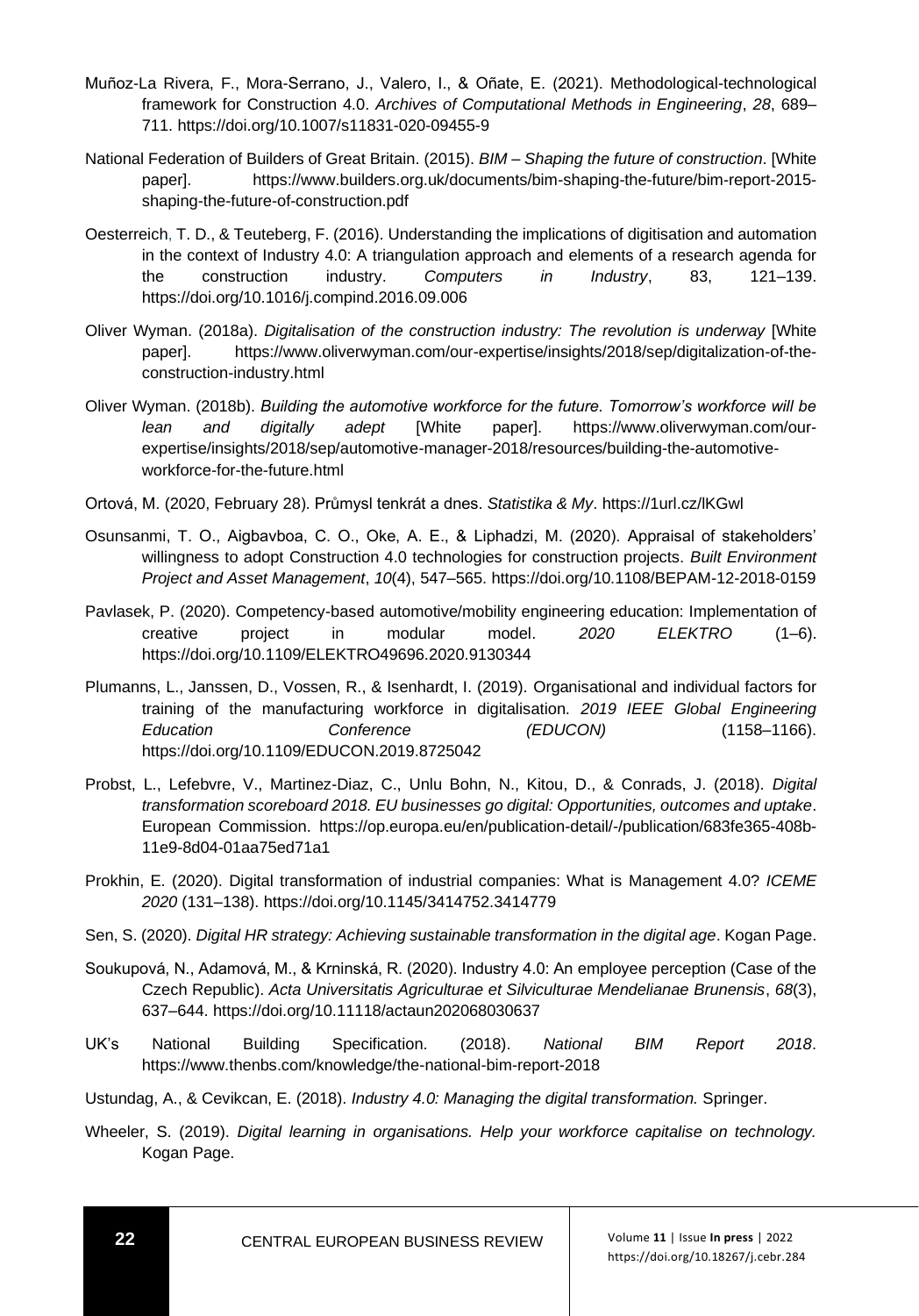Muñoz-La Rivera, F., Mora-Serrano, J., Valero, I., & Oñate, E. (2021). Methodological-technological framework for Construction 4.0. *Archives of Computational Methods in Engineering*, *28*, 689–711. https://doi.org/10.1007/s11831-020-09455-9

National Federation of Builders of Great Britain. (2015). *BIM – Shaping the future of construction*. [White paper]. https://www.builders.org.uk/documents/bim-shaping-the-future/bim-report-2015-shaping-the-future-of-construction.pdf

Oesterreich, T. D., & Teuteberg, F. (2016). Understanding the implications of digitisation and automation in the context of Industry 4.0: A triangulation approach and elements of a research agenda for the construction industry. *Computers in Industry*, 83, 121–139. https://doi.org/10.1016/j.compind.2016.09.006

Oliver Wyman. (2018a). *Digitalisation of the construction industry: The revolution is underway* [White paper]. https://www.oliverwyman.com/our-expertise/insights/2018/sep/digitalization-of-the-construction-industry.html

Oliver Wyman. (2018b). *Building the automotive workforce for the future. Tomorrow's workforce will be lean and digitally adept* [White paper]. https://www.oliverwyman.com/our-expertise/insights/2018/sep/automotive-manager-2018/resources/building-the-automotive-workforce-for-the-future.html

Ortová, M. (2020, February 28). Průmysl tenkrát a dnes. *Statistika & My*. https://1url.cz/lKGwl

Osunsanmi, T. O., Aigbavboa, C. O., Oke, A. E., & Liphadzi, M. (2020). Appraisal of stakeholders' willingness to adopt Construction 4.0 technologies for construction projects. *Built Environment Project and Asset Management*, *10*(4), 547–565. https://doi.org/10.1108/BEPAM-12-2018-0159

Pavlasek, P. (2020). Competency-based automotive/mobility engineering education: Implementation of creative project in modular model. *2020 ELEKTRO* (1–6). https://doi.org/10.1109/ELEKTRO49696.2020.9130344

Plumanns, L., Janssen, D., Vossen, R., & Isenhardt, I. (2019). Organisational and individual factors for training of the manufacturing workforce in digitalisation. *2019 IEEE Global Engineering Education Conference (EDUCON)* (1158–1166). https://doi.org/10.1109/EDUCON.2019.8725042

Probst, L., Lefebvre, V., Martinez-Diaz, C., Unlu Bohn, N., Kitou, D., & Conrads, J. (2018). *Digital transformation scoreboard 2018. EU businesses go digital: Opportunities, outcomes and uptake*. European Commission. https://op.europa.eu/en/publication-detail/-/publication/683fe365-408b-11e9-8d04-01aa75ed71a1

Prokhin, E. (2020). Digital transformation of industrial companies: What is Management 4.0? *ICEME 2020* (131–138). https://doi.org/10.1145/3414752.3414779

Sen, S. (2020). *Digital HR strategy: Achieving sustainable transformation in the digital age*. Kogan Page.

Soukupová, N., Adamová, M., & Krninská, R. (2020). Industry 4.0: An employee perception (Case of the Czech Republic). *Acta Universitatis Agriculturae et Silviculturae Mendelianae Brunensis*, *68*(3), 637–644. https://doi.org/10.11118/actaun202068030637

UK's National Building Specification. (2018). *National BIM Report 2018*. https://www.thenbs.com/knowledge/the-national-bim-report-2018

Ustundag, A., & Cevikcan, E. (2018). *Industry 4.0: Managing the digital transformation.* Springer.

Wheeler, S. (2019). *Digital learning in organisations. Help your workforce capitalise on technology.* Kogan Page.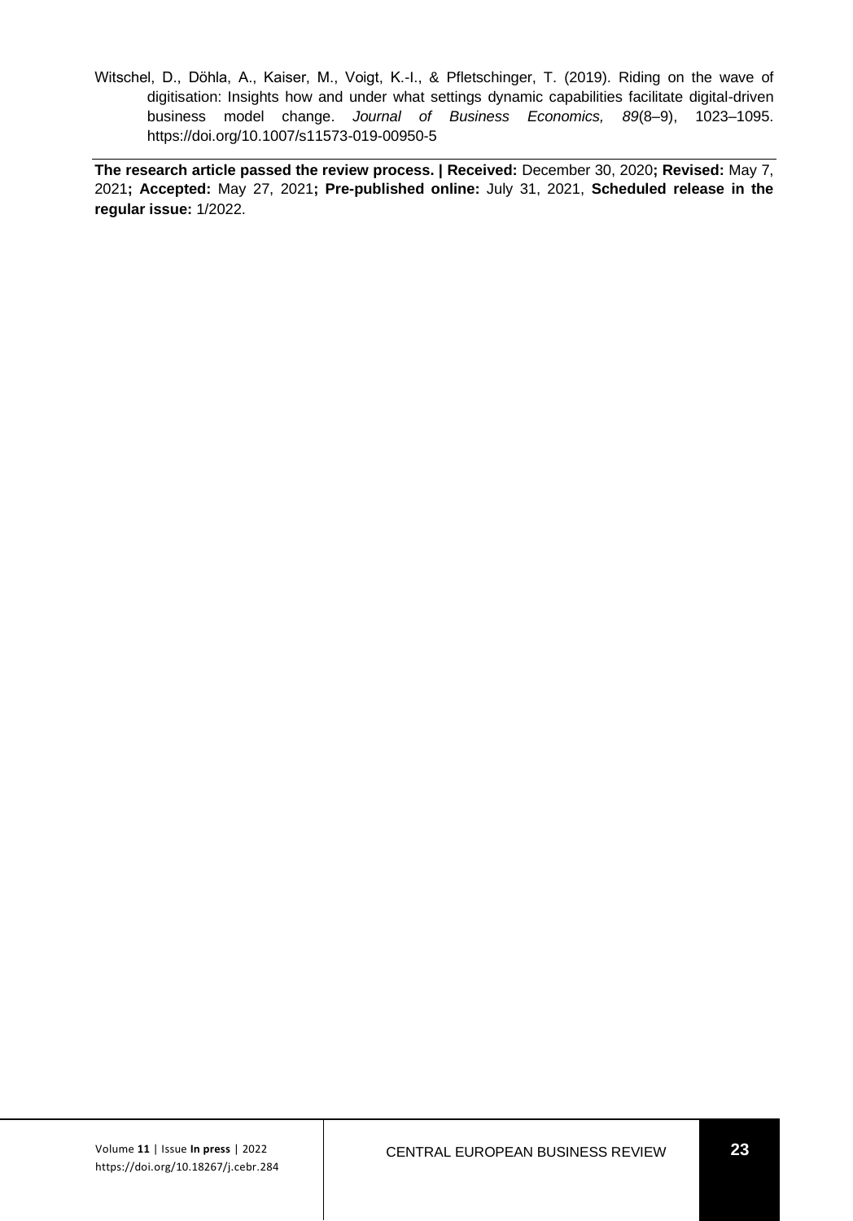Witschel, D., Döhla, A., Kaiser, M., Voigt, K.-I., & Pfletschinger, T. (2019). Riding on the wave of digitisation: Insights how and under what settings dynamic capabilities facilitate digital-driven business model change. *Journal of Business Economics, 89*(8–9), 1023–1095. https://doi.org/10.1007/s11573-019-00950-5

---

**The research article passed the review process. | Received:** December 30, 2020**; Revised:** May 7, 2021**; Accepted:** May 27, 2021**; Pre-published online:** July 31, 2021, **Scheduled release in the regular issue:** 1/2022.